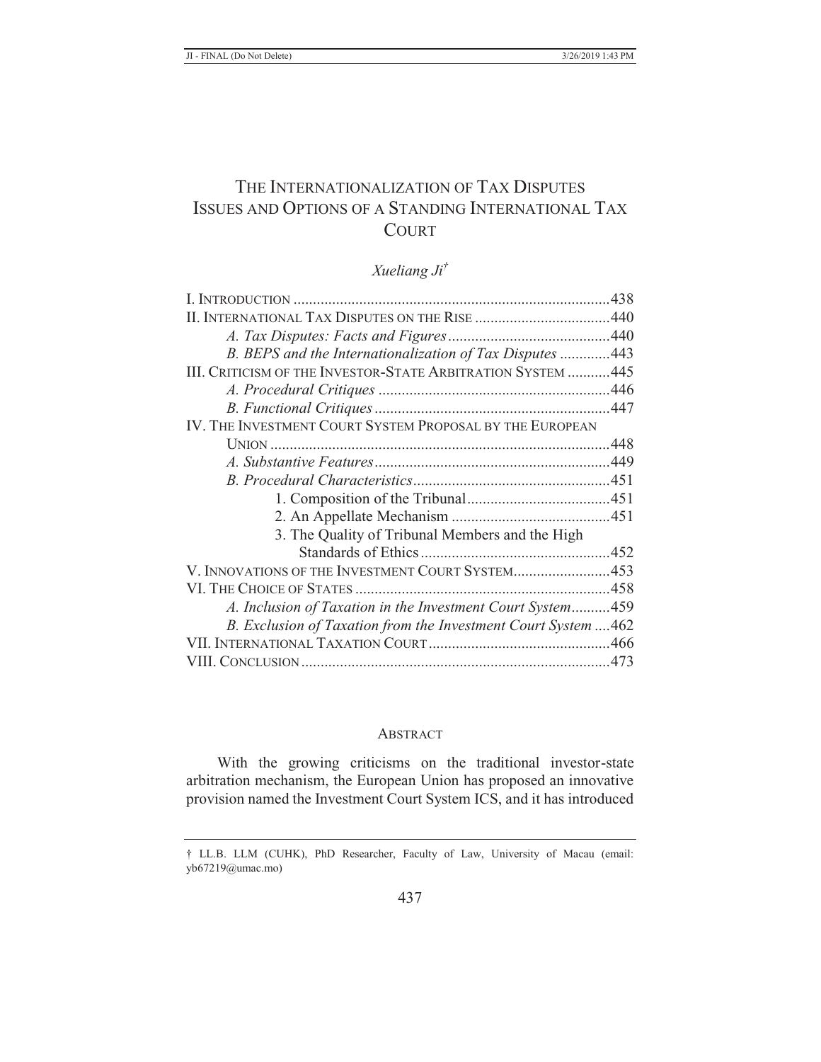# THE INTERNATIONALIZATION OF TAX DISPUTES ISSUES AND OPTIONS OF A STANDING INTERNATIONAL TAX COURT

*Xueliang Ji*[†]

I. INTRODUCTION ..... 438
II. INTERNATIONAL TAX DISPUTES ON THE RISE ..... 440
  *A. Tax Disputes: Facts and Figures* ..... 440
  *B. BEPS and the Internationalization of Tax Disputes* ..... 443
III. CRITICISM OF THE INVESTOR-STATE ARBITRATION SYSTEM ..... 445
  *A. Procedural Critiques* ..... 446
  *B. Functional Critiques* ..... 447
IV. THE INVESTMENT COURT SYSTEM PROPOSAL BY THE EUROPEAN UNION ..... 448
  *A. Substantive Features* ..... 449
  *B. Procedural Characteristics* ..... 451
    1. Composition of the Tribunal ..... 451
    2. An Appellate Mechanism ..... 451
    3. The Quality of Tribunal Members and the High Standards of Ethics ..... 452
V. INNOVATIONS OF THE INVESTMENT COURT SYSTEM ..... 453
VI. THE CHOICE OF STATES ..... 458
  *A. Inclusion of Taxation in the Investment Court System* ..... 459
  *B. Exclusion of Taxation from the Investment Court System* ..... 462
VII. INTERNATIONAL TAXATION COURT ..... 466
VIII. CONCLUSION ..... 473

## ABSTRACT

With the growing criticisms on the traditional investor-state arbitration mechanism, the European Union has proposed an innovative provision named the Investment Court System ICS, and it has introduced

---

† LL.B. LLM (CUHK), PhD Researcher, Faculty of Law, University of Macau (email: yb67219@umac.mo)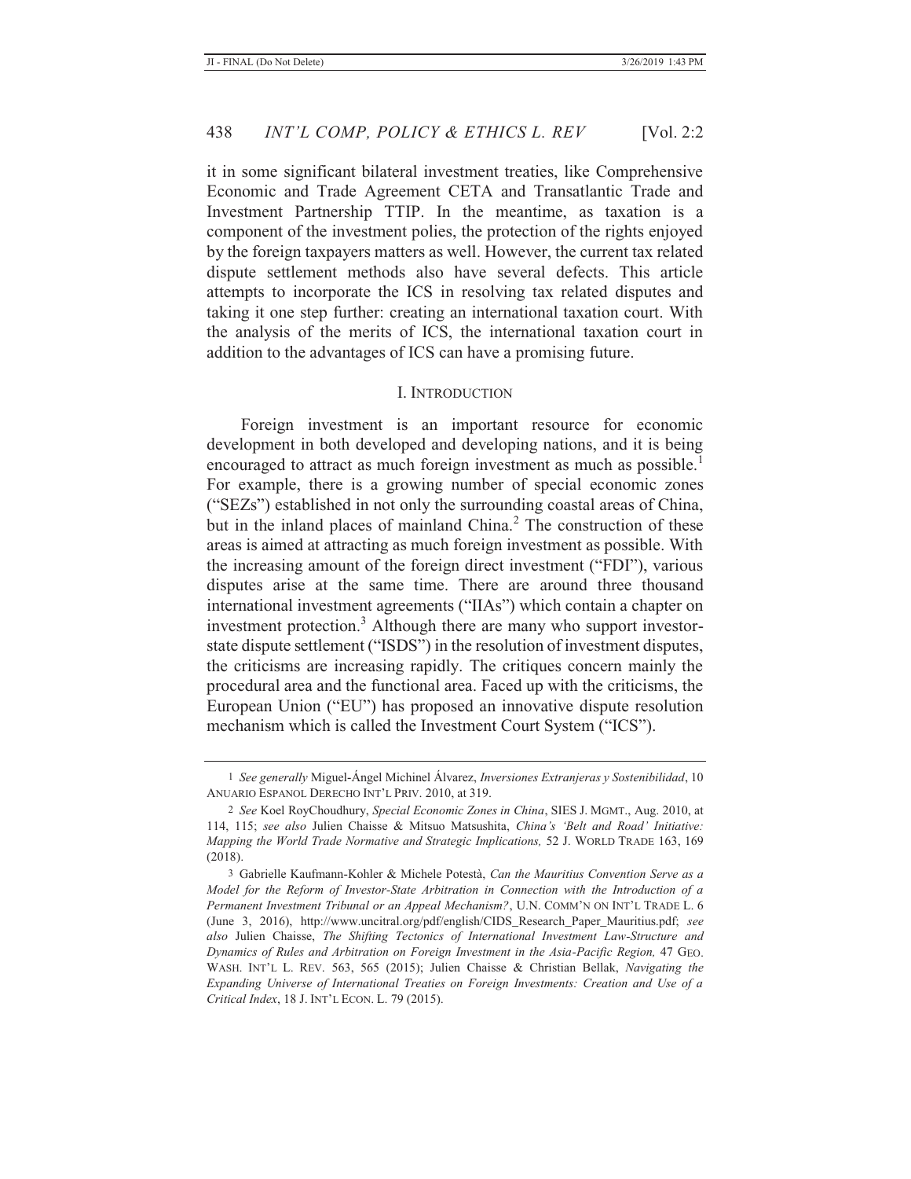it in some significant bilateral investment treaties, like Comprehensive Economic and Trade Agreement CETA and Transatlantic Trade and Investment Partnership TTIP. In the meantime, as taxation is a component of the investment polies, the protection of the rights enjoyed by the foreign taxpayers matters as well. However, the current tax related dispute settlement methods also have several defects. This article attempts to incorporate the ICS in resolving tax related disputes and taking it one step further: creating an international taxation court. With the analysis of the merits of ICS, the international taxation court in addition to the advantages of ICS can have a promising future.

## I. INTRODUCTION

Foreign investment is an important resource for economic development in both developed and developing nations, and it is being encouraged to attract as much foreign investment as much as possible.[1] For example, there is a growing number of special economic zones ("SEZs") established in not only the surrounding coastal areas of China, but in the inland places of mainland China.[2] The construction of these areas is aimed at attracting as much foreign investment as possible. With the increasing amount of the foreign direct investment ("FDI"), various disputes arise at the same time. There are around three thousand international investment agreements ("IIAs") which contain a chapter on investment protection.[3] Although there are many who support investor-state dispute settlement ("ISDS") in the resolution of investment disputes, the criticisms are increasing rapidly. The critiques concern mainly the procedural area and the functional area. Faced up with the criticisms, the European Union ("EU") has proposed an innovative dispute resolution mechanism which is called the Investment Court System ("ICS").

---

1 *See generally* Miguel-Ángel Michinel Álvarez, *Inversiones Extranjeras y Sostenibilidad*, 10 ANUARIO ESPANOL DERECHO INT'L PRIV. 2010, at 319.

2 *See* Koel RoyChoudhury, *Special Economic Zones in China*, SIES J. MGMT., Aug. 2010, at 114, 115; *see also* Julien Chaisse & Mitsuo Matsushita, *China's 'Belt and Road' Initiative: Mapping the World Trade Normative and Strategic Implications,* 52 J. WORLD TRADE 163, 169 (2018).

3 Gabrielle Kaufmann-Kohler & Michele Potestà, *Can the Mauritius Convention Serve as a Model for the Reform of Investor-State Arbitration in Connection with the Introduction of a Permanent Investment Tribunal or an Appeal Mechanism?*, U.N. COMM'N ON INT'L TRADE L. 6 (June 3, 2016), http://www.uncitral.org/pdf/english/CIDS_Research_Paper_Mauritius.pdf; *see also* Julien Chaisse, *The Shifting Tectonics of International Investment Law-Structure and Dynamics of Rules and Arbitration on Foreign Investment in the Asia-Pacific Region,* 47 GEO. WASH. INT'L L. REV. 563, 565 (2015); Julien Chaisse & Christian Bellak, *Navigating the Expanding Universe of International Treaties on Foreign Investments: Creation and Use of a Critical Index*, 18 J. INT'L ECON. L. 79 (2015).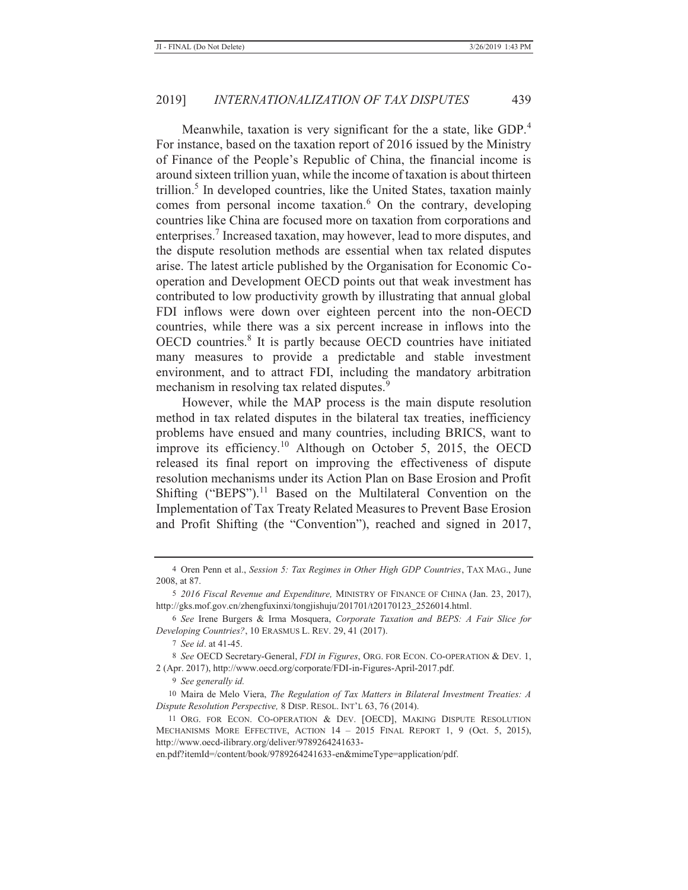Meanwhile, taxation is very significant for the a state, like GDP.[4] For instance, based on the taxation report of 2016 issued by the Ministry of Finance of the People's Republic of China, the financial income is around sixteen trillion yuan, while the income of taxation is about thirteen trillion.[5] In developed countries, like the United States, taxation mainly comes from personal income taxation.[6] On the contrary, developing countries like China are focused more on taxation from corporations and enterprises.[7] Increased taxation, may however, lead to more disputes, and the dispute resolution methods are essential when tax related disputes arise. The latest article published by the Organisation for Economic Co-operation and Development OECD points out that weak investment has contributed to low productivity growth by illustrating that annual global FDI inflows were down over eighteen percent into the non-OECD countries, while there was a six percent increase in inflows into the OECD countries.[8] It is partly because OECD countries have initiated many measures to provide a predictable and stable investment environment, and to attract FDI, including the mandatory arbitration mechanism in resolving tax related disputes.[9]

However, while the MAP process is the main dispute resolution method in tax related disputes in the bilateral tax treaties, inefficiency problems have ensued and many countries, including BRICS, want to improve its efficiency.[10] Although on October 5, 2015, the OECD released its final report on improving the effectiveness of dispute resolution mechanisms under its Action Plan on Base Erosion and Profit Shifting ("BEPS").[11] Based on the Multilateral Convention on the Implementation of Tax Treaty Related Measures to Prevent Base Erosion and Profit Shifting (the "Convention"), reached and signed in 2017,

---

4 Oren Penn et al., *Session 5: Tax Regimes in Other High GDP Countries*, TAX MAG., June 2008, at 87.

5 *2016 Fiscal Revenue and Expenditure,* MINISTRY OF FINANCE OF CHINA (Jan. 23, 2017), http://gks.mof.gov.cn/zhengfuxinxi/tongjishuju/201701/t20170123_2526014.html.

6 *See* Irene Burgers & Irma Mosquera, *Corporate Taxation and BEPS: A Fair Slice for Developing Countries?*, 10 ERASMUS L. REV. 29, 41 (2017).

7 *See id*. at 41-45.

8 *See* OECD Secretary-General, *FDI in Figures*, ORG. FOR ECON. CO-OPERATION & DEV. 1, 2 (Apr. 2017), http://www.oecd.org/corporate/FDI-in-Figures-April-2017.pdf.

9 *See generally id.*

10 Maira de Melo Viera, *The Regulation of Tax Matters in Bilateral Investment Treaties: A Dispute Resolution Perspective,* 8 DISP. RESOL. INT'L 63, 76 (2014).

11 ORG. FOR ECON. CO-OPERATION & DEV. [OECD], MAKING DISPUTE RESOLUTION MECHANISMS MORE EFFECTIVE, ACTION 14 – 2015 FINAL REPORT 1, 9 (Oct. 5, 2015), http://www.oecd-ilibrary.org/deliver/9789264241633-en.pdf?itemId=/content/book/9789264241633-en&mimeType=application/pdf.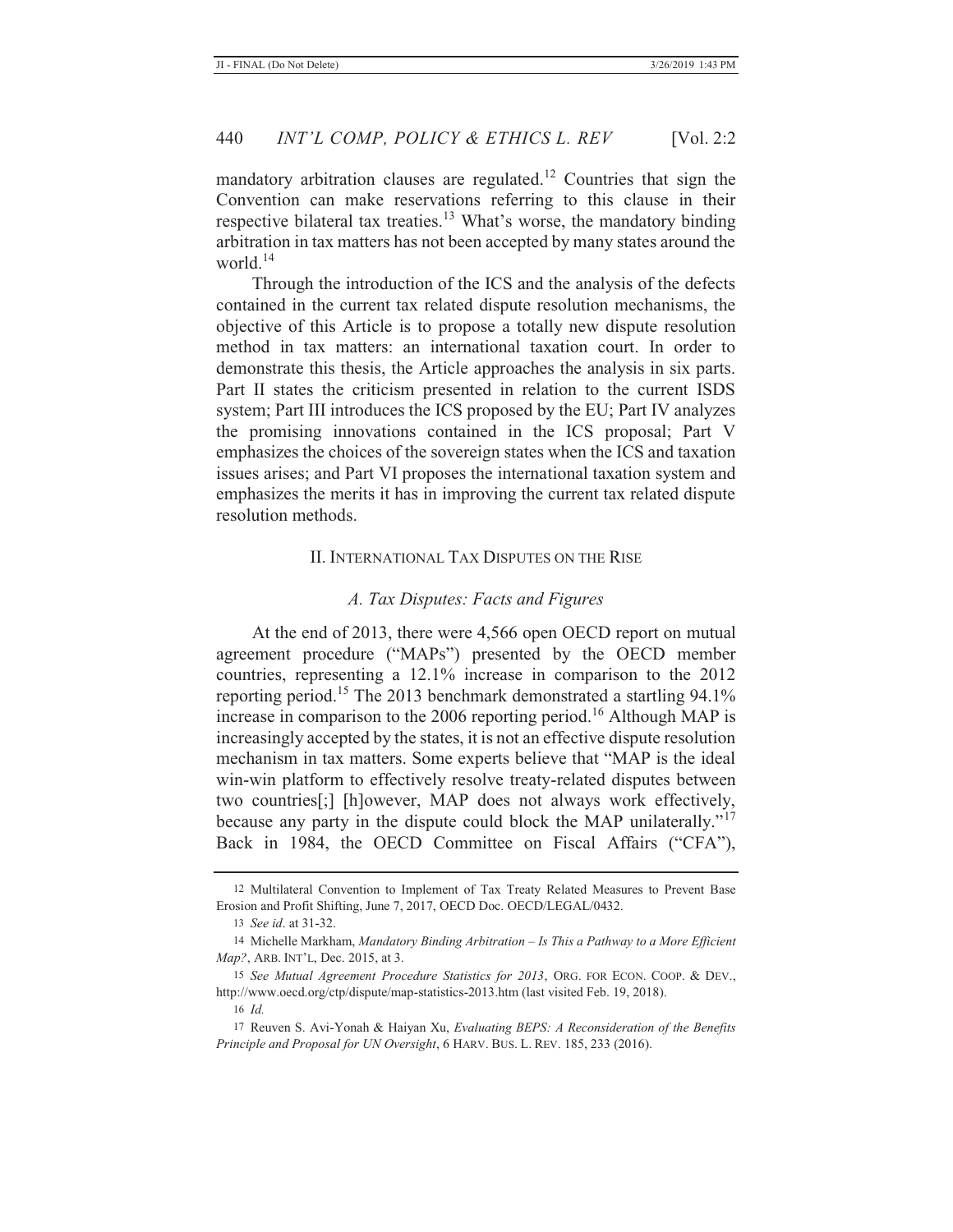mandatory arbitration clauses are regulated.[12] Countries that sign the Convention can make reservations referring to this clause in their respective bilateral tax treaties.[13] What's worse, the mandatory binding arbitration in tax matters has not been accepted by many states around the world.[14]

Through the introduction of the ICS and the analysis of the defects contained in the current tax related dispute resolution mechanisms, the objective of this Article is to propose a totally new dispute resolution method in tax matters: an international taxation court. In order to demonstrate this thesis, the Article approaches the analysis in six parts. Part II states the criticism presented in relation to the current ISDS system; Part III introduces the ICS proposed by the EU; Part IV analyzes the promising innovations contained in the ICS proposal; Part V emphasizes the choices of the sovereign states when the ICS and taxation issues arises; and Part VI proposes the international taxation system and emphasizes the merits it has in improving the current tax related dispute resolution methods.

## II. International Tax Disputes on the Rise

### *A. Tax Disputes: Facts and Figures*

At the end of 2013, there were 4,566 open OECD report on mutual agreement procedure ("MAPs") presented by the OECD member countries, representing a 12.1% increase in comparison to the 2012 reporting period.[15] The 2013 benchmark demonstrated a startling 94.1% increase in comparison to the 2006 reporting period.[16] Although MAP is increasingly accepted by the states, it is not an effective dispute resolution mechanism in tax matters. Some experts believe that "MAP is the ideal win-win platform to effectively resolve treaty-related disputes between two countries[;] [h]owever, MAP does not always work effectively, because any party in the dispute could block the MAP unilaterally."[17] Back in 1984, the OECD Committee on Fiscal Affairs ("CFA"),

---

12 Multilateral Convention to Implement of Tax Treaty Related Measures to Prevent Base Erosion and Profit Shifting, June 7, 2017, OECD Doc. OECD/LEGAL/0432.

13 *See id*. at 31-32.

14 Michelle Markham, *Mandatory Binding Arbitration – Is This a Pathway to a More Efficient Map?*, ARB. INT'L, Dec. 2015, at 3.

15 *See Mutual Agreement Procedure Statistics for 2013*, ORG. FOR ECON. COOP. & DEV., http://www.oecd.org/ctp/dispute/map-statistics-2013.htm (last visited Feb. 19, 2018).

16 *Id.*

17 Reuven S. Avi-Yonah & Haiyan Xu, *Evaluating BEPS: A Reconsideration of the Benefits Principle and Proposal for UN Oversight*, 6 HARV. BUS. L. REV. 185, 233 (2016).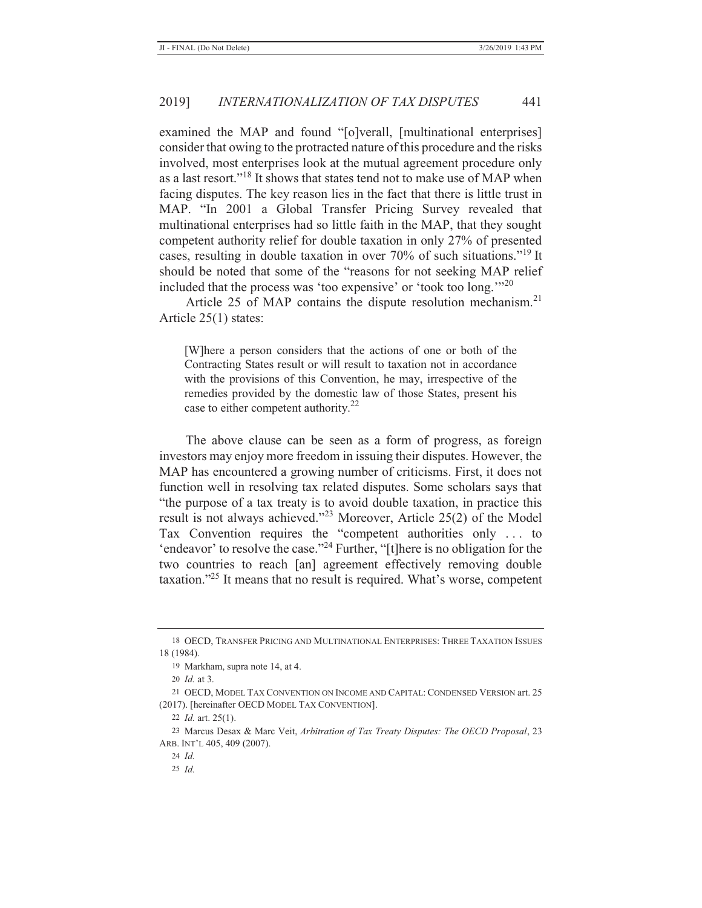examined the MAP and found "[o]verall, [multinational enterprises] consider that owing to the protracted nature of this procedure and the risks involved, most enterprises look at the mutual agreement procedure only as a last resort."[18] It shows that states tend not to make use of MAP when facing disputes. The key reason lies in the fact that there is little trust in MAP. "In 2001 a Global Transfer Pricing Survey revealed that multinational enterprises had so little faith in the MAP, that they sought competent authority relief for double taxation in only 27% of presented cases, resulting in double taxation in over 70% of such situations."[19] It should be noted that some of the "reasons for not seeking MAP relief included that the process was 'too expensive' or 'took too long.'"[20]

Article 25 of MAP contains the dispute resolution mechanism.[21] Article 25(1) states:

> [W]here a person considers that the actions of one or both of the Contracting States result or will result to taxation not in accordance with the provisions of this Convention, he may, irrespective of the remedies provided by the domestic law of those States, present his case to either competent authority.[22]

The above clause can be seen as a form of progress, as foreign investors may enjoy more freedom in issuing their disputes. However, the MAP has encountered a growing number of criticisms. First, it does not function well in resolving tax related disputes. Some scholars says that "the purpose of a tax treaty is to avoid double taxation, in practice this result is not always achieved."[23] Moreover, Article 25(2) of the Model Tax Convention requires the "competent authorities only . . . to 'endeavor' to resolve the case."[24] Further, "[t]here is no obligation for the two countries to reach [an] agreement effectively removing double taxation."[25] It means that no result is required. What's worse, competent

---

18 OECD, TRANSFER PRICING AND MULTINATIONAL ENTERPRISES: THREE TAXATION ISSUES 18 (1984).

19 Markham, supra note 14, at 4.

20 *Id.* at 3.

21 OECD, MODEL TAX CONVENTION ON INCOME AND CAPITAL: CONDENSED VERSION art. 25 (2017). [hereinafter OECD MODEL TAX CONVENTION].

22 *Id.* art. 25(1).

23 Marcus Desax & Marc Veit, *Arbitration of Tax Treaty Disputes: The OECD Proposal*, 23 ARB. INT'L 405, 409 (2007).

24 *Id.*

25 *Id.*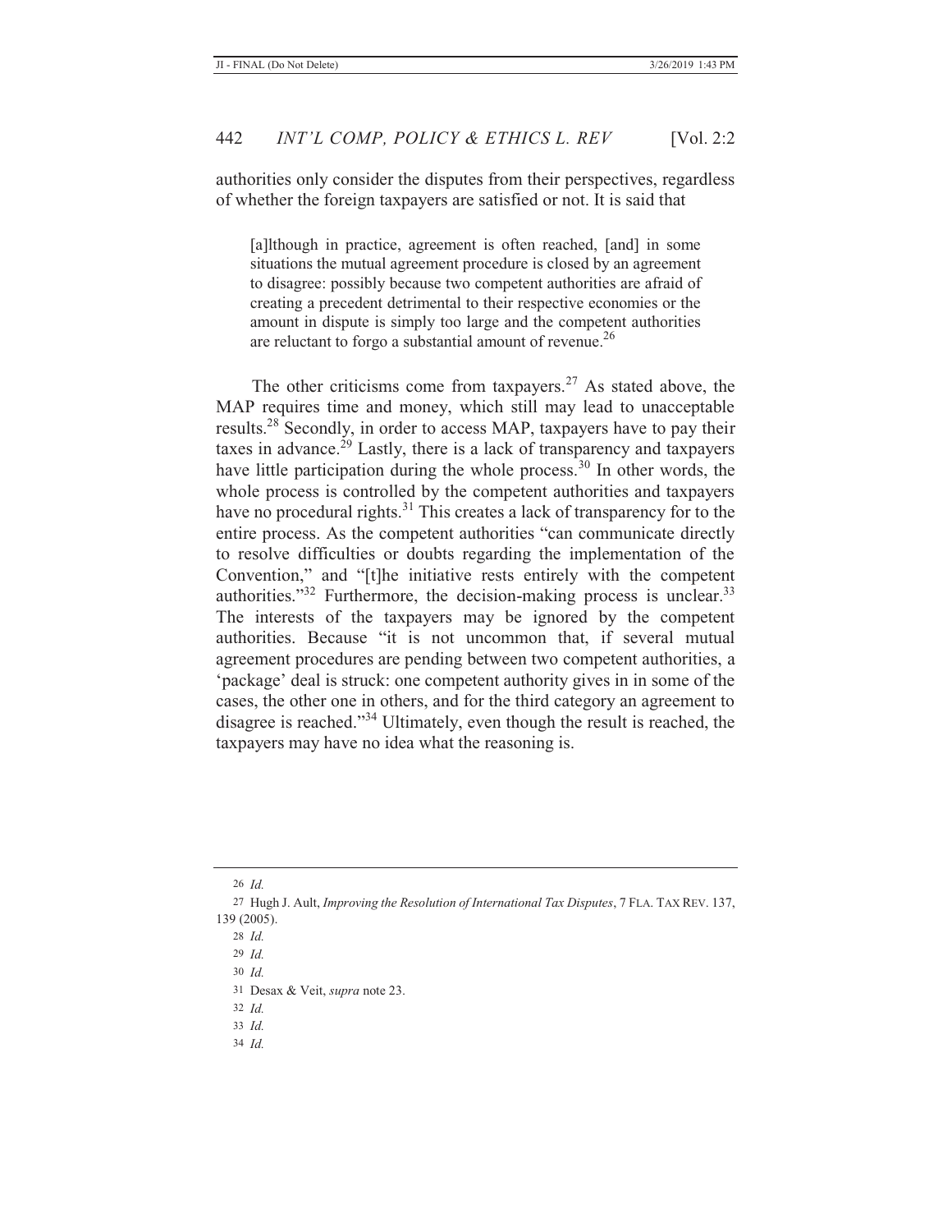authorities only consider the disputes from their perspectives, regardless of whether the foreign taxpayers are satisfied or not. It is said that

> [a]lthough in practice, agreement is often reached, [and] in some situations the mutual agreement procedure is closed by an agreement to disagree: possibly because two competent authorities are afraid of creating a precedent detrimental to their respective economies or the amount in dispute is simply too large and the competent authorities are reluctant to forgo a substantial amount of revenue.[26]

The other criticisms come from taxpayers.[27] As stated above, the MAP requires time and money, which still may lead to unacceptable results.[28] Secondly, in order to access MAP, taxpayers have to pay their taxes in advance.[29] Lastly, there is a lack of transparency and taxpayers have little participation during the whole process.[30] In other words, the whole process is controlled by the competent authorities and taxpayers have no procedural rights.[31] This creates a lack of transparency for to the entire process. As the competent authorities "can communicate directly to resolve difficulties or doubts regarding the implementation of the Convention," and "[t]he initiative rests entirely with the competent authorities."[32] Furthermore, the decision-making process is unclear.[33] The interests of the taxpayers may be ignored by the competent authorities. Because "it is not uncommon that, if several mutual agreement procedures are pending between two competent authorities, a 'package' deal is struck: one competent authority gives in in some of the cases, the other one in others, and for the third category an agreement to disagree is reached."[34] Ultimately, even though the result is reached, the taxpayers may have no idea what the reasoning is.

---

26 *Id.*

27 Hugh J. Ault, *Improving the Resolution of International Tax Disputes*, 7 FLA. TAX REV. 137, 139 (2005).

28 *Id.*

29 *Id.*

30 *Id.*

31 Desax & Veit, *supra* note 23.

32 *Id.*

33 *Id.*

34 *Id.*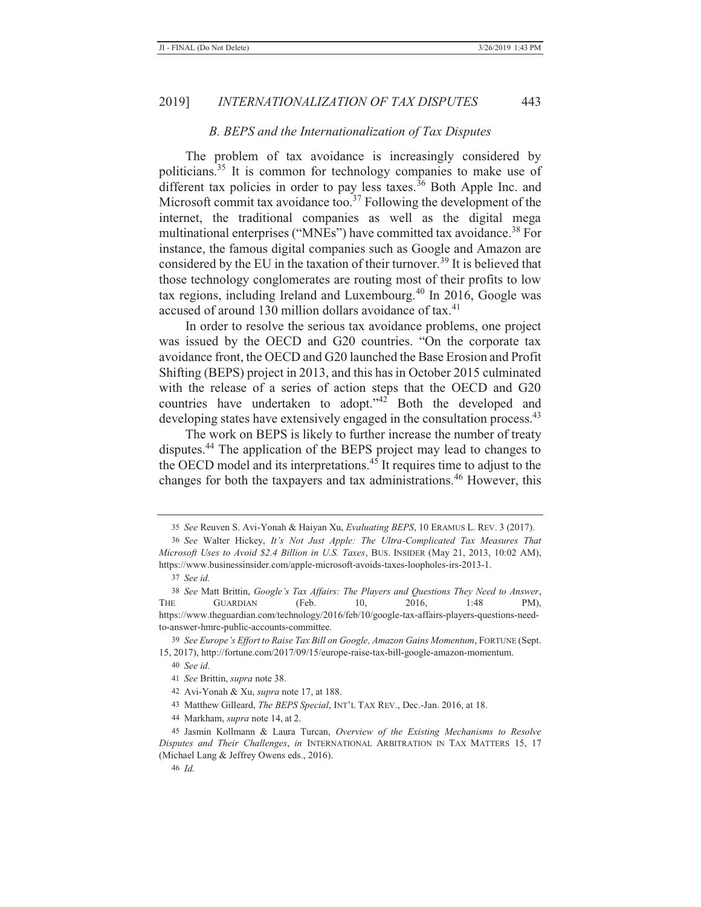### *B. BEPS and the Internationalization of Tax Disputes*

The problem of tax avoidance is increasingly considered by politicians.[35] It is common for technology companies to make use of different tax policies in order to pay less taxes.[36] Both Apple Inc. and Microsoft commit tax avoidance too.[37] Following the development of the internet, the traditional companies as well as the digital mega multinational enterprises ("MNEs") have committed tax avoidance.[38] For instance, the famous digital companies such as Google and Amazon are considered by the EU in the taxation of their turnover.[39] It is believed that those technology conglomerates are routing most of their profits to low tax regions, including Ireland and Luxembourg.[40] In 2016, Google was accused of around 130 million dollars avoidance of tax.[41]

In order to resolve the serious tax avoidance problems, one project was issued by the OECD and G20 countries. "On the corporate tax avoidance front, the OECD and G20 launched the Base Erosion and Profit Shifting (BEPS) project in 2013, and this has in October 2015 culminated with the release of a series of action steps that the OECD and G20 countries have undertaken to adopt."[42] Both the developed and developing states have extensively engaged in the consultation process.[43]

The work on BEPS is likely to further increase the number of treaty disputes.[44] The application of the BEPS project may lead to changes to the OECD model and its interpretations.[45] It requires time to adjust to the changes for both the taxpayers and tax administrations.[46] However, this

---

35 *See* Reuven S. Avi-Yonah & Haiyan Xu, *Evaluating BEPS*, 10 ERAMUS L. REV. 3 (2017).

36 *See* Walter Hickey, *It's Not Just Apple: The Ultra-Complicated Tax Measures That Microsoft Uses to Avoid $2.4 Billion in U.S. Taxes*, BUS. INSIDER (May 21, 2013, 10:02 AM), https://www.businessinsider.com/apple-microsoft-avoids-taxes-loopholes-irs-2013-1.

37 *See id.*

38 *See* Matt Brittin, *Google's Tax Affairs: The Players and Questions They Need to Answer*, THE GUARDIAN (Feb. 10, 2016, 1:48 PM), https://www.theguardian.com/technology/2016/feb/10/google-tax-affairs-players-questions-need-to-answer-hmrc-public-accounts-committee.

39 *See Europe's Effort to Raise Tax Bill on Google, Amazon Gains Momentum*, FORTUNE (Sept. 15, 2017), http://fortune.com/2017/09/15/europe-raise-tax-bill-google-amazon-momentum.

40 *See id.*

41 *See* Brittin, *supra* note 38.

42 Avi-Yonah & Xu, *supra* note 17, at 188.

43 Matthew Gilleard, *The BEPS Special*, INT'L TAX REV., Dec.-Jan. 2016, at 18.

44 Markham, *supra* note 14, at 2.

45 Jasmin Kollmann & Laura Turcan, *Overview of the Existing Mechanisms to Resolve Disputes and Their Challenges*, *in* INTERNATIONAL ARBITRATION IN TAX MATTERS 15, 17 (Michael Lang & Jeffrey Owens eds., 2016).

46 *Id.*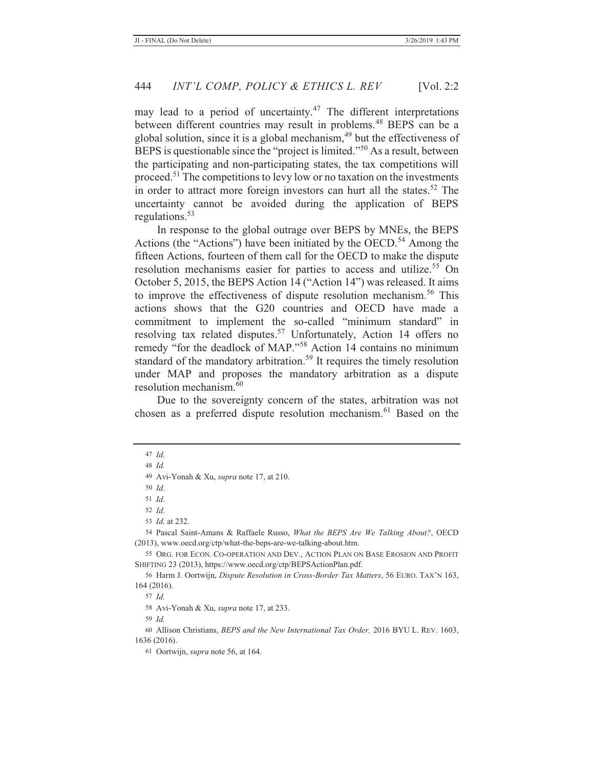may lead to a period of uncertainty.[47] The different interpretations between different countries may result in problems.[48] BEPS can be a global solution, since it is a global mechanism,[49] but the effectiveness of BEPS is questionable since the "project is limited."[50] As a result, between the participating and non-participating states, the tax competitions will proceed.[51] The competitions to levy low or no taxation on the investments in order to attract more foreign investors can hurt all the states.[52] The uncertainty cannot be avoided during the application of BEPS regulations.[53]

In response to the global outrage over BEPS by MNEs, the BEPS Actions (the "Actions") have been initiated by the OECD.[54] Among the fifteen Actions, fourteen of them call for the OECD to make the dispute resolution mechanisms easier for parties to access and utilize.[55] On October 5, 2015, the BEPS Action 14 ("Action 14") was released. It aims to improve the effectiveness of dispute resolution mechanism.[56] This actions shows that the G20 countries and OECD have made a commitment to implement the so-called "minimum standard" in resolving tax related disputes.[57] Unfortunately, Action 14 offers no remedy "for the deadlock of MAP."[58] Action 14 contains no minimum standard of the mandatory arbitration.[59] It requires the timely resolution under MAP and proposes the mandatory arbitration as a dispute resolution mechanism.[60]

Due to the sovereignty concern of the states, arbitration was not chosen as a preferred dispute resolution mechanism.[61] Based on the

---

47 *Id*.

48 *Id.*

49 Avi-Yonah & Xu, *supra* note 17, at 210.

50 *Id*.

51 *Id*.

52 *Id*.

53 *Id*. at 232.

54 Pascal Saint-Amans & Raffaele Russo, *What the BEPS Are We Talking About?*, OECD (2013), www.oecd.org/ctp/what-the-beps-are-we-talking-about.htm.

55 ORG. FOR ECON. CO-OPERATION AND DEV., ACTION PLAN ON BASE EROSION AND PROFIT SHIFTING 23 (2013), https://www.oecd.org/ctp/BEPSActionPlan.pdf.

56 Harm J. Oortwijn, *Dispute Resolution in Cross-Border Tax Matters*, 56 EURO. TAX'N 163, 164 (2016).

57 *Id.*

58 Avi-Yonah & Xu, *supra* note 17, at 233.

59 *Id.*

60 Allison Christians, *BEPS and the New International Tax Order,* 2016 BYU L. REV. 1603, 1636 (2016).

61 Oortwijn, *supra* note 56, at 164.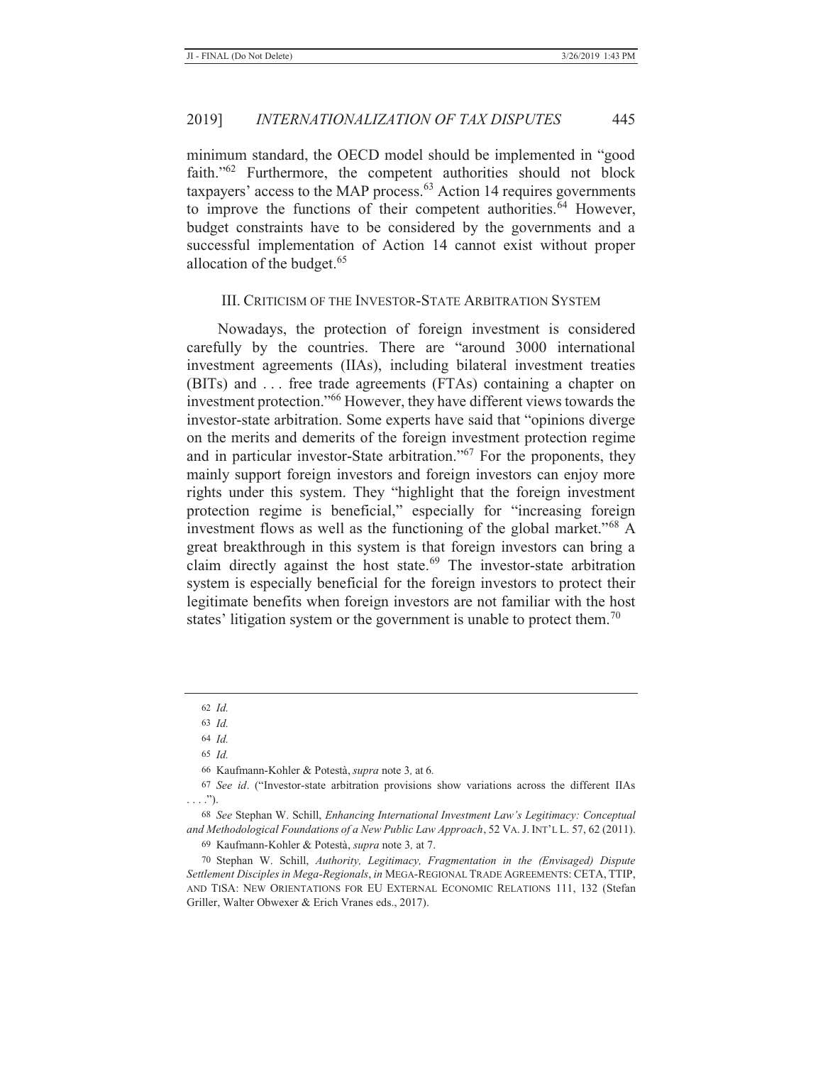minimum standard, the OECD model should be implemented in "good faith."[62] Furthermore, the competent authorities should not block taxpayers' access to the MAP process.[63] Action 14 requires governments to improve the functions of their competent authorities.[64] However, budget constraints have to be considered by the governments and a successful implementation of Action 14 cannot exist without proper allocation of the budget.[65]

## III. Criticism of the Investor-State Arbitration System

Nowadays, the protection of foreign investment is considered carefully by the countries. There are "around 3000 international investment agreements (IIAs), including bilateral investment treaties (BITs) and . . . free trade agreements (FTAs) containing a chapter on investment protection."[66] However, they have different views towards the investor-state arbitration. Some experts have said that "opinions diverge on the merits and demerits of the foreign investment protection regime and in particular investor-State arbitration."[67] For the proponents, they mainly support foreign investors and foreign investors can enjoy more rights under this system. They "highlight that the foreign investment protection regime is beneficial," especially for "increasing foreign investment flows as well as the functioning of the global market."[68] A great breakthrough in this system is that foreign investors can bring a claim directly against the host state.[69] The investor-state arbitration system is especially beneficial for the foreign investors to protect their legitimate benefits when foreign investors are not familiar with the host states' litigation system or the government is unable to protect them.[70]

---

62 *Id.*

63 *Id.*

64 *Id.*

65 *Id.*

66 Kaufmann-Kohler & Potestà, *supra* note 3, at 6.

67 *See id*. ("Investor-state arbitration provisions show variations across the different IIAs . . . .").

68 *See* Stephan W. Schill, *Enhancing International Investment Law's Legitimacy: Conceptual and Methodological Foundations of a New Public Law Approach*, 52 VA. J. INT'L L. 57, 62 (2011).

69 Kaufmann-Kohler & Potestà, *supra* note 3, at 7.

70 Stephan W. Schill, *Authority, Legitimacy, Fragmentation in the (Envisaged) Dispute Settlement Disciples in Mega-Regionals*, *in* MEGA-REGIONAL TRADE AGREEMENTS: CETA, TTIP, AND TISA: NEW ORIENTATIONS FOR EU EXTERNAL ECONOMIC RELATIONS 111, 132 (Stefan Griller, Walter Obwexer & Erich Vranes eds., 2017).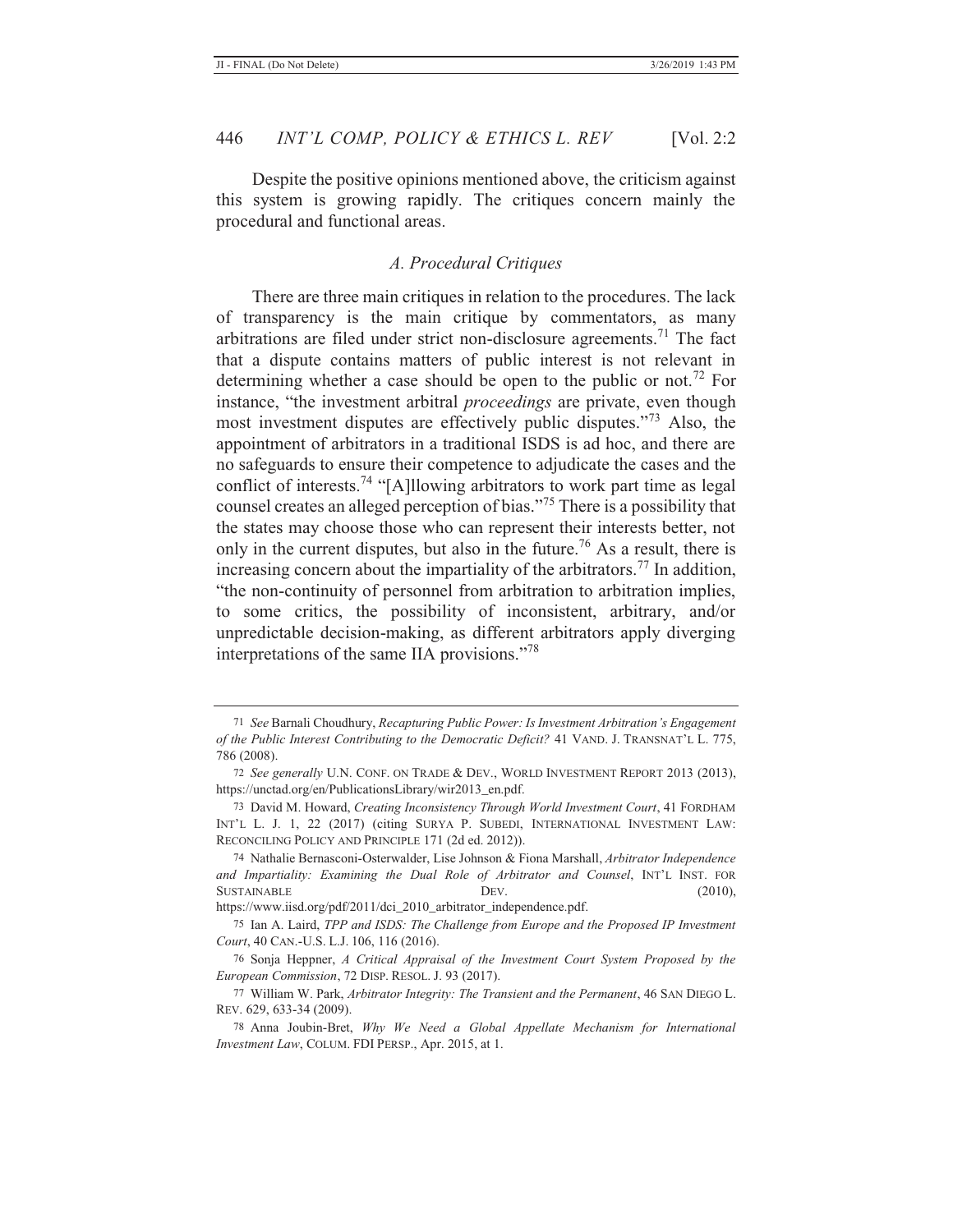Despite the positive opinions mentioned above, the criticism against this system is growing rapidly. The critiques concern mainly the procedural and functional areas.

### *A. Procedural Critiques*

There are three main critiques in relation to the procedures. The lack of transparency is the main critique by commentators, as many arbitrations are filed under strict non-disclosure agreements.[71] The fact that a dispute contains matters of public interest is not relevant in determining whether a case should be open to the public or not.[72] For instance, "the investment arbitral *proceedings* are private, even though most investment disputes are effectively public disputes."[73] Also, the appointment of arbitrators in a traditional ISDS is ad hoc, and there are no safeguards to ensure their competence to adjudicate the cases and the conflict of interests.[74] "[A]llowing arbitrators to work part time as legal counsel creates an alleged perception of bias."[75] There is a possibility that the states may choose those who can represent their interests better, not only in the current disputes, but also in the future.[76] As a result, there is increasing concern about the impartiality of the arbitrators.[77] In addition, "the non-continuity of personnel from arbitration to arbitration implies, to some critics, the possibility of inconsistent, arbitrary, and/or unpredictable decision-making, as different arbitrators apply diverging interpretations of the same IIA provisions."[78]

---

71 *See* Barnali Choudhury, *Recapturing Public Power: Is Investment Arbitration's Engagement of the Public Interest Contributing to the Democratic Deficit?* 41 VAND. J. TRANSNAT'L L. 775, 786 (2008).

72 *See generally* U.N. CONF. ON TRADE & DEV., WORLD INVESTMENT REPORT 2013 (2013), https://unctad.org/en/PublicationsLibrary/wir2013_en.pdf.

73 David M. Howard, *Creating Inconsistency Through World Investment Court*, 41 FORDHAM INT'L L. J. 1, 22 (2017) (citing SURYA P. SUBEDI, INTERNATIONAL INVESTMENT LAW: RECONCILING POLICY AND PRINCIPLE 171 (2d ed. 2012)).

74 Nathalie Bernasconi-Osterwalder, Lise Johnson & Fiona Marshall, *Arbitrator Independence and Impartiality: Examining the Dual Role of Arbitrator and Counsel*, INT'L INST. FOR SUSTAINABLE DEV. (2010), https://www.iisd.org/pdf/2011/dci_2010_arbitrator_independence.pdf.

75 Ian A. Laird, *TPP and ISDS: The Challenge from Europe and the Proposed IP Investment Court*, 40 CAN.-U.S. L.J. 106, 116 (2016).

76 Sonja Heppner, *A Critical Appraisal of the Investment Court System Proposed by the European Commission*, 72 DISP. RESOL. J. 93 (2017).

77 William W. Park, *Arbitrator Integrity: The Transient and the Permanent*, 46 SAN DIEGO L. REV. 629, 633-34 (2009).

78 Anna Joubin-Bret, *Why We Need a Global Appellate Mechanism for International Investment Law*, COLUM. FDI PERSP., Apr. 2015, at 1.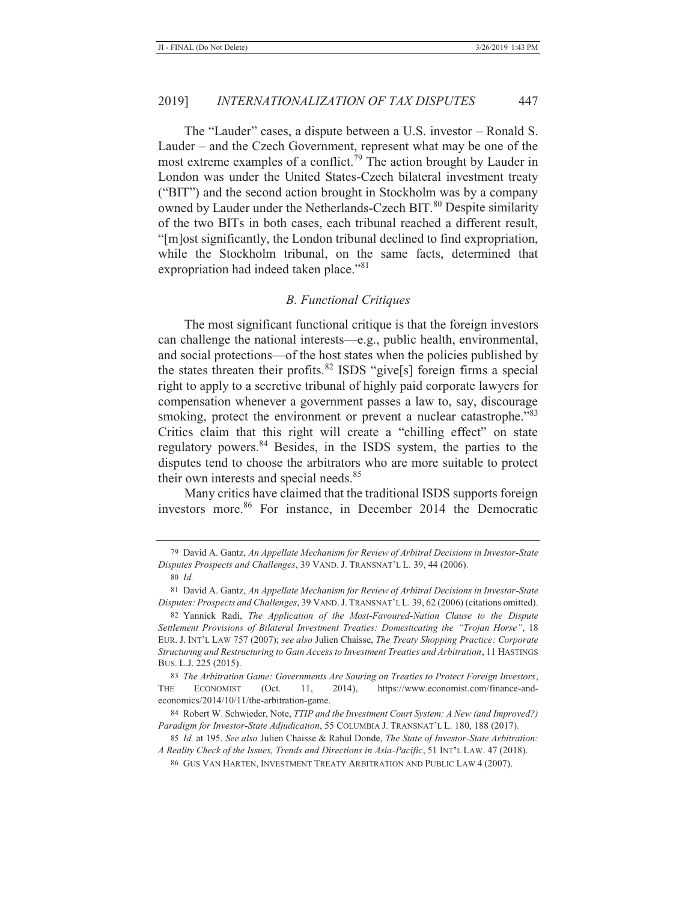The "Lauder" cases, a dispute between a U.S. investor – Ronald S. Lauder – and the Czech Government, represent what may be one of the most extreme examples of a conflict.[79] The action brought by Lauder in London was under the United States-Czech bilateral investment treaty ("BIT") and the second action brought in Stockholm was by a company owned by Lauder under the Netherlands-Czech BIT.[80] Despite similarity of the two BITs in both cases, each tribunal reached a different result, "[m]ost significantly, the London tribunal declined to find expropriation, while the Stockholm tribunal, on the same facts, determined that expropriation had indeed taken place."[81]

### *B. Functional Critiques*

The most significant functional critique is that the foreign investors can challenge the national interests—e.g., public health, environmental, and social protections—of the host states when the policies published by the states threaten their profits.[82] ISDS "give[s] foreign firms a special right to apply to a secretive tribunal of highly paid corporate lawyers for compensation whenever a government passes a law to, say, discourage smoking, protect the environment or prevent a nuclear catastrophe."[83] Critics claim that this right will create a "chilling effect" on state regulatory powers.[84] Besides, in the ISDS system, the parties to the disputes tend to choose the arbitrators who are more suitable to protect their own interests and special needs.[85]

Many critics have claimed that the traditional ISDS supports foreign investors more.[86] For instance, in December 2014 the Democratic

---

79 David A. Gantz, *An Appellate Mechanism for Review of Arbitral Decisions in Investor-State Disputes Prospects and Challenges*, 39 VAND. J. TRANSNAT'L L. 39, 44 (2006).

80 *Id.*

81 David A. Gantz, *An Appellate Mechanism for Review of Arbitral Decisions in Investor-State Disputes: Prospects and Challenges*, 39 VAND. J. TRANSNAT'L L. 39, 62 (2006) (citations omitted).

82 Yannick Radi, *The Application of the Most-Favoured-Nation Clause to the Dispute Settlement Provisions of Bilateral Investment Treaties: Domesticating the "Trojan Horse"*, 18 EUR. J. INT'L LAW 757 (2007); *see also* Julien Chaisse, *The Treaty Shopping Practice: Corporate Structuring and Restructuring to Gain Access to Investment Treaties and Arbitration*, 11 HASTINGS BUS. L.J. 225 (2015).

83 *The Arbitration Game: Governments Are Souring on Treaties to Protect Foreign Investors*, THE ECONOMIST (Oct. 11, 2014), https://www.economist.com/finance-and-economics/2014/10/11/the-arbitration-game.

84 Robert W. Schwieder, Note, *TTIP and the Investment Court System: A New (and Improved?) Paradigm for Investor-State Adjudication*, 55 COLUMBIA J. TRANSNAT'L L. 180, 188 (2017).

85 *Id.* at 195. *See also* Julien Chaisse & Rahul Donde, *The State of Investor-State Arbitration: A Reality Check of the Issues, Trends and Directions in Asia-Pacific*, 51 INT'L LAW. 47 (2018).

86 GUS VAN HARTEN, INVESTMENT TREATY ARBITRATION AND PUBLIC LAW 4 (2007).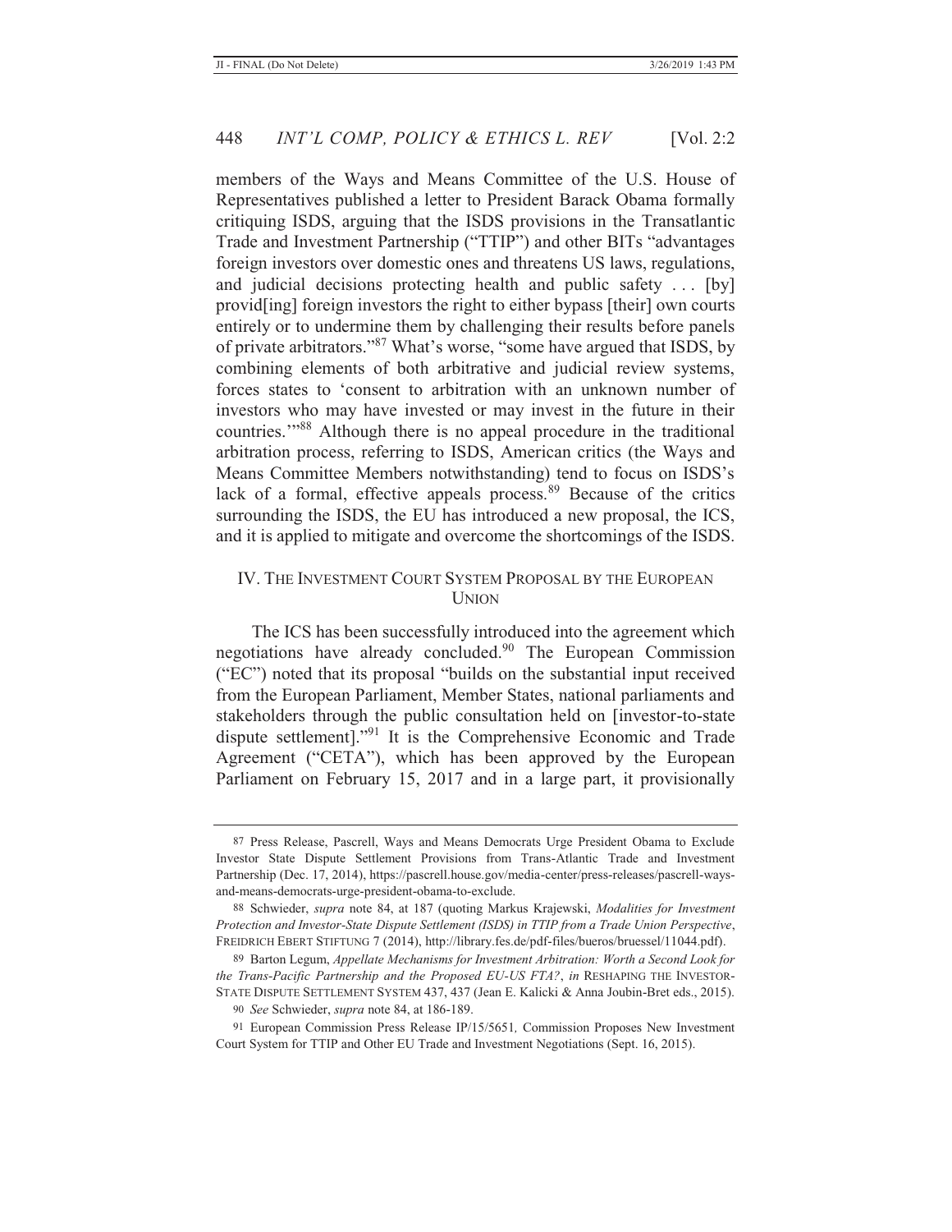members of the Ways and Means Committee of the U.S. House of Representatives published a letter to President Barack Obama formally critiquing ISDS, arguing that the ISDS provisions in the Transatlantic Trade and Investment Partnership ("TTIP") and other BITs "advantages foreign investors over domestic ones and threatens US laws, regulations, and judicial decisions protecting health and public safety . . . [by] provid[ing] foreign investors the right to either bypass [their] own courts entirely or to undermine them by challenging their results before panels of private arbitrators."[87] What's worse, "some have argued that ISDS, by combining elements of both arbitrative and judicial review systems, forces states to 'consent to arbitration with an unknown number of investors who may have invested or may invest in the future in their countries.'"[88] Although there is no appeal procedure in the traditional arbitration process, referring to ISDS, American critics (the Ways and Means Committee Members notwithstanding) tend to focus on ISDS's lack of a formal, effective appeals process.[89] Because of the critics surrounding the ISDS, the EU has introduced a new proposal, the ICS, and it is applied to mitigate and overcome the shortcomings of the ISDS.

## IV. THE INVESTMENT COURT SYSTEM PROPOSAL BY THE EUROPEAN UNION

The ICS has been successfully introduced into the agreement which negotiations have already concluded.[90] The European Commission ("EC") noted that its proposal "builds on the substantial input received from the European Parliament, Member States, national parliaments and stakeholders through the public consultation held on [investor-to-state dispute settlement]."[91] It is the Comprehensive Economic and Trade Agreement ("CETA"), which has been approved by the European Parliament on February 15, 2017 and in a large part, it provisionally

---

87 Press Release, Pascrell, Ways and Means Democrats Urge President Obama to Exclude Investor State Dispute Settlement Provisions from Trans-Atlantic Trade and Investment Partnership (Dec. 17, 2014), https://pascrell.house.gov/media-center/press-releases/pascrell-ways-and-means-democrats-urge-president-obama-to-exclude.

88 Schwieder, *supra* note 84, at 187 (quoting Markus Krajewski, *Modalities for Investment Protection and Investor-State Dispute Settlement (ISDS) in TTIP from a Trade Union Perspective*, FREIDRICH EBERT STIFTUNG 7 (2014), http://library.fes.de/pdf-files/bueros/bruessel/11044.pdf).

89 Barton Legum, *Appellate Mechanisms for Investment Arbitration: Worth a Second Look for the Trans-Pacific Partnership and the Proposed EU-US FTA?*, *in* RESHAPING THE INVESTOR-STATE DISPUTE SETTLEMENT SYSTEM 437, 437 (Jean E. Kalicki & Anna Joubin-Bret eds., 2015).

90 *See* Schwieder, *supra* note 84, at 186-189.

91 European Commission Press Release IP/15/5651*,* Commission Proposes New Investment Court System for TTIP and Other EU Trade and Investment Negotiations (Sept. 16, 2015).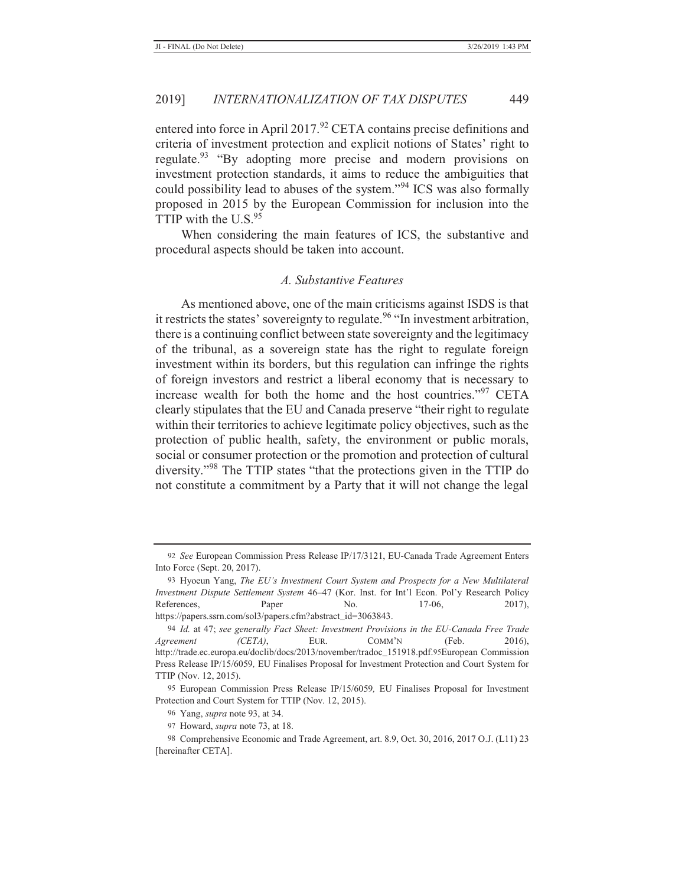entered into force in April 2017.[92] CETA contains precise definitions and criteria of investment protection and explicit notions of States' right to regulate.[93] "By adopting more precise and modern provisions on investment protection standards, it aims to reduce the ambiguities that could possibility lead to abuses of the system."[94] ICS was also formally proposed in 2015 by the European Commission for inclusion into the TTIP with the U.S.[95]

When considering the main features of ICS, the substantive and procedural aspects should be taken into account.

### *A. Substantive Features*

As mentioned above, one of the main criticisms against ISDS is that it restricts the states' sovereignty to regulate.[96] "In investment arbitration, there is a continuing conflict between state sovereignty and the legitimacy of the tribunal, as a sovereign state has the right to regulate foreign investment within its borders, but this regulation can infringe the rights of foreign investors and restrict a liberal economy that is necessary to increase wealth for both the home and the host countries."[97] CETA clearly stipulates that the EU and Canada preserve "their right to regulate within their territories to achieve legitimate policy objectives, such as the protection of public health, safety, the environment or public morals, social or consumer protection or the promotion and protection of cultural diversity."[98] The TTIP states "that the protections given in the TTIP do not constitute a commitment by a Party that it will not change the legal

---

92 *See* European Commission Press Release IP/17/3121, EU-Canada Trade Agreement Enters Into Force (Sept. 20, 2017).

93 Hyoeun Yang, *The EU's Investment Court System and Prospects for a New Multilateral Investment Dispute Settlement System* 46–47 (Kor. Inst. for Int'l Econ. Pol'y Research Policy References, Paper No. 17-06, 2017), https://papers.ssrn.com/sol3/papers.cfm?abstract_id=3063843.

94 *Id.* at 47; *see generally Fact Sheet: Investment Provisions in the EU-Canada Free Trade Agreement (CETA)*, EUR. COMM'N (Feb. 2016), http://trade.ec.europa.eu/doclib/docs/2013/november/tradoc_151918.pdf.95European Commission Press Release IP/15/6059*,* EU Finalises Proposal for Investment Protection and Court System for TTIP (Nov. 12, 2015).

95 European Commission Press Release IP/15/6059*,* EU Finalises Proposal for Investment Protection and Court System for TTIP (Nov. 12, 2015).

96 Yang, *supra* note 93, at 34.

97 Howard, *supra* note 73, at 18.

98 Comprehensive Economic and Trade Agreement, art. 8.9, Oct. 30, 2016, 2017 O.J. (L11) 23 [hereinafter CETA].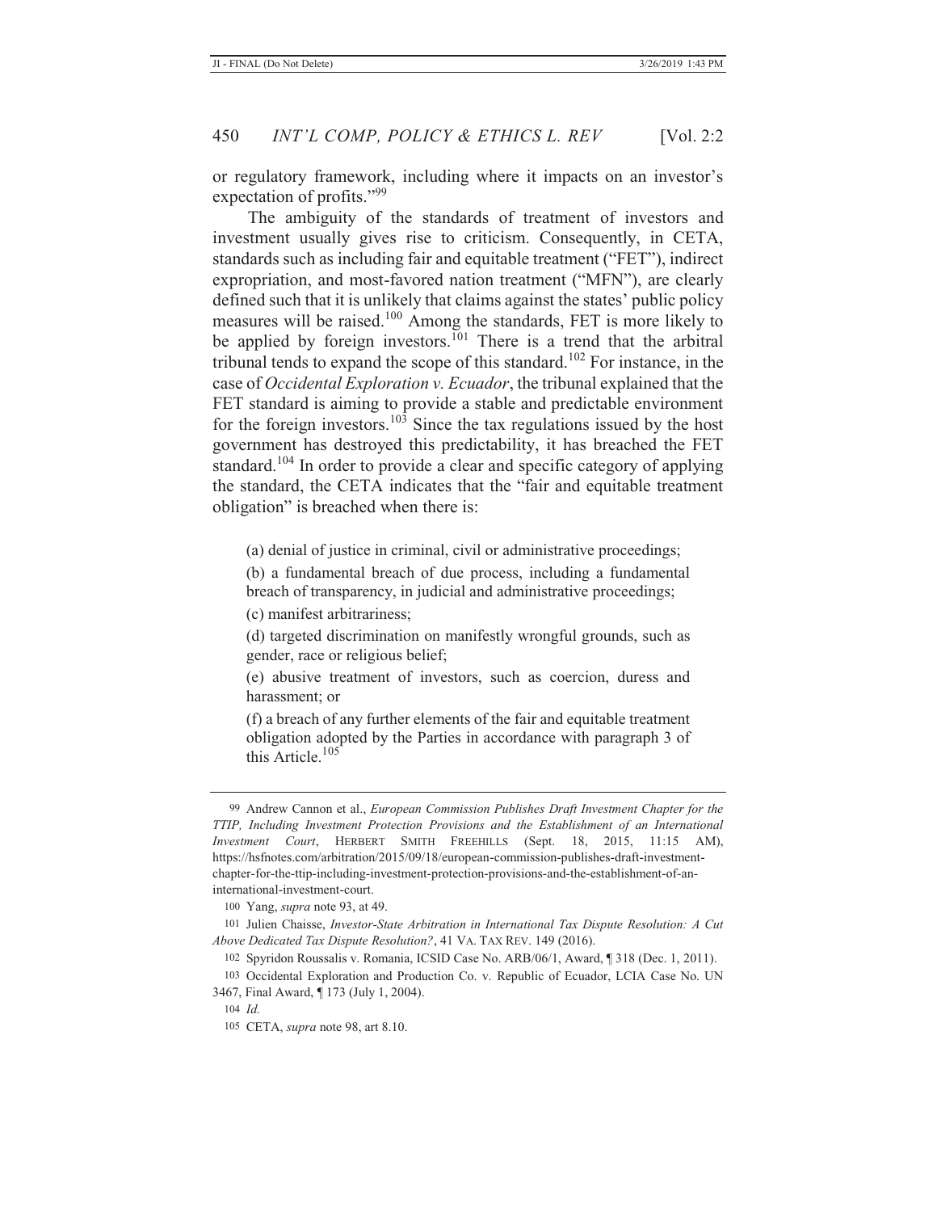or regulatory framework, including where it impacts on an investor's expectation of profits."[99]

The ambiguity of the standards of treatment of investors and investment usually gives rise to criticism. Consequently, in CETA, standards such as including fair and equitable treatment ("FET"), indirect expropriation, and most-favored nation treatment ("MFN"), are clearly defined such that it is unlikely that claims against the states' public policy measures will be raised.[100] Among the standards, FET is more likely to be applied by foreign investors.[101] There is a trend that the arbitral tribunal tends to expand the scope of this standard.[102] For instance, in the case of *Occidental Exploration v. Ecuador*, the tribunal explained that the FET standard is aiming to provide a stable and predictable environment for the foreign investors.[103] Since the tax regulations issued by the host government has destroyed this predictability, it has breached the FET standard.[104] In order to provide a clear and specific category of applying the standard, the CETA indicates that the "fair and equitable treatment obligation" is breached when there is:

> (a) denial of justice in criminal, civil or administrative proceedings;
>
> (b) a fundamental breach of due process, including a fundamental breach of transparency, in judicial and administrative proceedings;
>
> (c) manifest arbitrariness;
>
> (d) targeted discrimination on manifestly wrongful grounds, such as gender, race or religious belief;
>
> (e) abusive treatment of investors, such as coercion, duress and harassment; or
>
> (f) a breach of any further elements of the fair and equitable treatment obligation adopted by the Parties in accordance with paragraph 3 of this Article.[105]

---

99 Andrew Cannon et al., *European Commission Publishes Draft Investment Chapter for the TTIP, Including Investment Protection Provisions and the Establishment of an International Investment Court*, HERBERT SMITH FREEHILLS (Sept. 18, 2015, 11:15 AM), https://hsfnotes.com/arbitration/2015/09/18/european-commission-publishes-draft-investment-chapter-for-the-ttip-including-investment-protection-provisions-and-the-establishment-of-an-international-investment-court.

100 Yang, *supra* note 93, at 49.

101 Julien Chaisse, *Investor-State Arbitration in International Tax Dispute Resolution: A Cut Above Dedicated Tax Dispute Resolution?*, 41 VA. TAX REV. 149 (2016).

102 Spyridon Roussalis v. Romania, ICSID Case No. ARB/06/1, Award, ¶ 318 (Dec. 1, 2011).

103 Occidental Exploration and Production Co. v. Republic of Ecuador, LCIA Case No. UN 3467, Final Award, ¶ 173 (July 1, 2004).

104 *Id.*

105 CETA, *supra* note 98, art 8.10.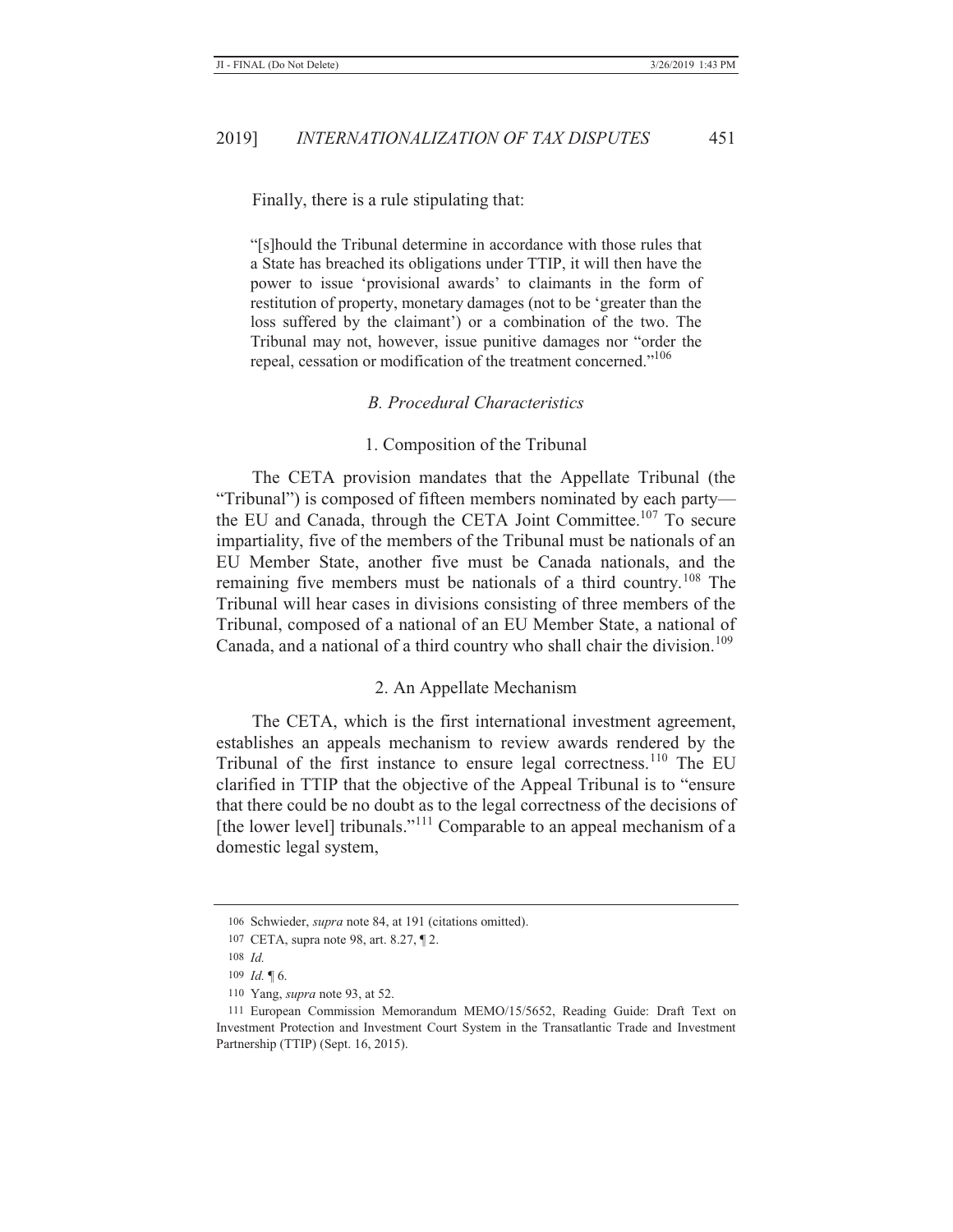Finally, there is a rule stipulating that:

> "[s]hould the Tribunal determine in accordance with those rules that a State has breached its obligations under TTIP, it will then have the power to issue 'provisional awards' to claimants in the form of restitution of property, monetary damages (not to be 'greater than the loss suffered by the claimant') or a combination of the two. The Tribunal may not, however, issue punitive damages nor "order the repeal, cessation or modification of the treatment concerned."[106]

### *B. Procedural Characteristics*

#### 1. Composition of the Tribunal

The CETA provision mandates that the Appellate Tribunal (the "Tribunal") is composed of fifteen members nominated by each party—the EU and Canada, through the CETA Joint Committee.[107] To secure impartiality, five of the members of the Tribunal must be nationals of an EU Member State, another five must be Canada nationals, and the remaining five members must be nationals of a third country.[108] The Tribunal will hear cases in divisions consisting of three members of the Tribunal, composed of a national of an EU Member State, a national of Canada, and a national of a third country who shall chair the division.[109]

#### 2. An Appellate Mechanism

The CETA, which is the first international investment agreement, establishes an appeals mechanism to review awards rendered by the Tribunal of the first instance to ensure legal correctness.[110] The EU clarified in TTIP that the objective of the Appeal Tribunal is to "ensure that there could be no doubt as to the legal correctness of the decisions of [the lower level] tribunals."[111] Comparable to an appeal mechanism of a domestic legal system,

---

106 Schwieder, *supra* note 84, at 191 (citations omitted).

107 CETA, supra note 98, art. 8.27, ¶ 2.

108 *Id.*

109 *Id.* ¶ 6.

110 Yang, *supra* note 93, at 52.

111 European Commission Memorandum MEMO/15/5652, Reading Guide: Draft Text on Investment Protection and Investment Court System in the Transatlantic Trade and Investment Partnership (TTIP) (Sept. 16, 2015).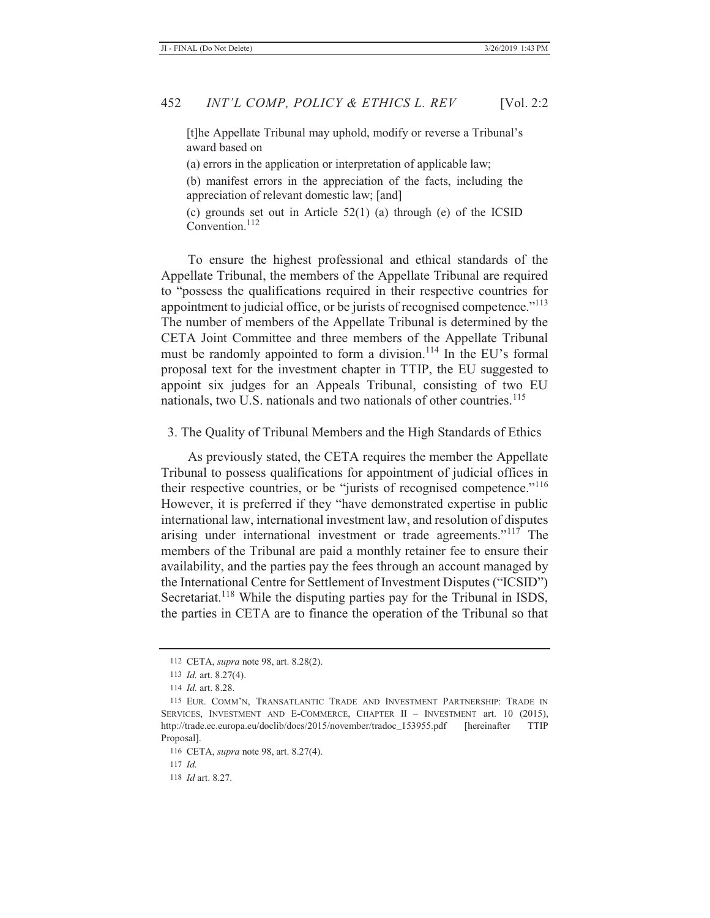> [t]he Appellate Tribunal may uphold, modify or reverse a Tribunal's award based on
>
> (a) errors in the application or interpretation of applicable law;
>
> (b) manifest errors in the appreciation of the facts, including the appreciation of relevant domestic law; [and]
>
> (c) grounds set out in Article 52(1) (a) through (e) of the ICSID Convention.[112]

To ensure the highest professional and ethical standards of the Appellate Tribunal, the members of the Appellate Tribunal are required to "possess the qualifications required in their respective countries for appointment to judicial office, or be jurists of recognised competence."[113] The number of members of the Appellate Tribunal is determined by the CETA Joint Committee and three members of the Appellate Tribunal must be randomly appointed to form a division.[114] In the EU's formal proposal text for the investment chapter in TTIP, the EU suggested to appoint six judges for an Appeals Tribunal, consisting of two EU nationals, two U.S. nationals and two nationals of other countries.[115]

### 3. The Quality of Tribunal Members and the High Standards of Ethics

As previously stated, the CETA requires the member the Appellate Tribunal to possess qualifications for appointment of judicial offices in their respective countries, or be "jurists of recognised competence."[116] However, it is preferred if they "have demonstrated expertise in public international law, international investment law, and resolution of disputes arising under international investment or trade agreements."[117] The members of the Tribunal are paid a monthly retainer fee to ensure their availability, and the parties pay the fees through an account managed by the International Centre for Settlement of Investment Disputes ("ICSID") Secretariat.[118] While the disputing parties pay for the Tribunal in ISDS, the parties in CETA are to finance the operation of the Tribunal so that

---

112 CETA, *supra* note 98, art. 8.28(2).

113 *Id.* art. 8.27(4).

114 *Id.* art. 8.28.

115 EUR. COMM'N, TRANSATLANTIC TRADE AND INVESTMENT PARTNERSHIP: TRADE IN SERVICES, INVESTMENT AND E-COMMERCE, CHAPTER II – INVESTMENT art. 10 (2015), http://trade.ec.europa.eu/doclib/docs/2015/november/tradoc_153955.pdf [hereinafter TTIP Proposal].

116 CETA, *supra* note 98, art. 8.27(4).

117 *Id.*

118 *Id* art. 8.27.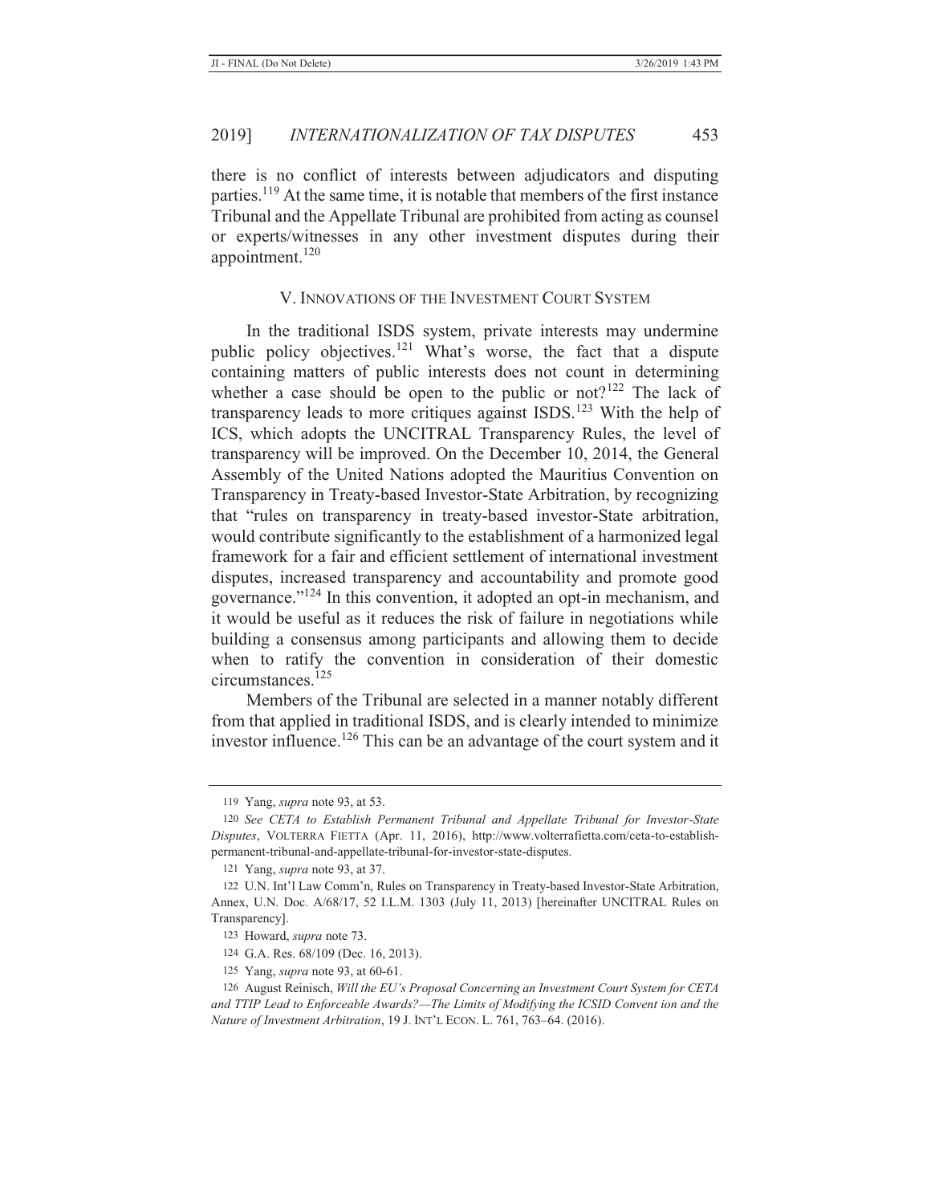there is no conflict of interests between adjudicators and disputing parties.[119] At the same time, it is notable that members of the first instance Tribunal and the Appellate Tribunal are prohibited from acting as counsel or experts/witnesses in any other investment disputes during their appointment.[120]

## V. Innovations of the Investment Court System

In the traditional ISDS system, private interests may undermine public policy objectives.[121] What's worse, the fact that a dispute containing matters of public interests does not count in determining whether a case should be open to the public or not?[122] The lack of transparency leads to more critiques against ISDS.[123] With the help of ICS, which adopts the UNCITRAL Transparency Rules, the level of transparency will be improved. On the December 10, 2014, the General Assembly of the United Nations adopted the Mauritius Convention on Transparency in Treaty-based Investor-State Arbitration, by recognizing that "rules on transparency in treaty-based investor-State arbitration, would contribute significantly to the establishment of a harmonized legal framework for a fair and efficient settlement of international investment disputes, increased transparency and accountability and promote good governance."[124] In this convention, it adopted an opt-in mechanism, and it would be useful as it reduces the risk of failure in negotiations while building a consensus among participants and allowing them to decide when to ratify the convention in consideration of their domestic circumstances.[125]

Members of the Tribunal are selected in a manner notably different from that applied in traditional ISDS, and is clearly intended to minimize investor influence.[126] This can be an advantage of the court system and it

---

119 Yang, *supra* note 93, at 53.

120 *See CETA to Establish Permanent Tribunal and Appellate Tribunal for Investor-State Disputes*, VOLTERRA FIETTA (Apr. 11, 2016), http://www.volterrafietta.com/ceta-to-establish-permanent-tribunal-and-appellate-tribunal-for-investor-state-disputes.

121 Yang, *supra* note 93, at 37.

122 U.N. Int'l Law Comm'n, Rules on Transparency in Treaty-based Investor-State Arbitration, Annex, U.N. Doc. A/68/17, 52 I.L.M. 1303 (July 11, 2013) [hereinafter UNCITRAL Rules on Transparency].

123 Howard, *supra* note 73.

124 G.A. Res. 68/109 (Dec. 16, 2013).

125 Yang, *supra* note 93, at 60-61.

126 August Reinisch, *Will the EU's Proposal Concerning an Investment Court System for CETA and TTIP Lead to Enforceable Awards?—The Limits of Modifying the ICSID Convent ion and the Nature of Investment Arbitration*, 19 J. INT'L ECON. L. 761, 763–64. (2016).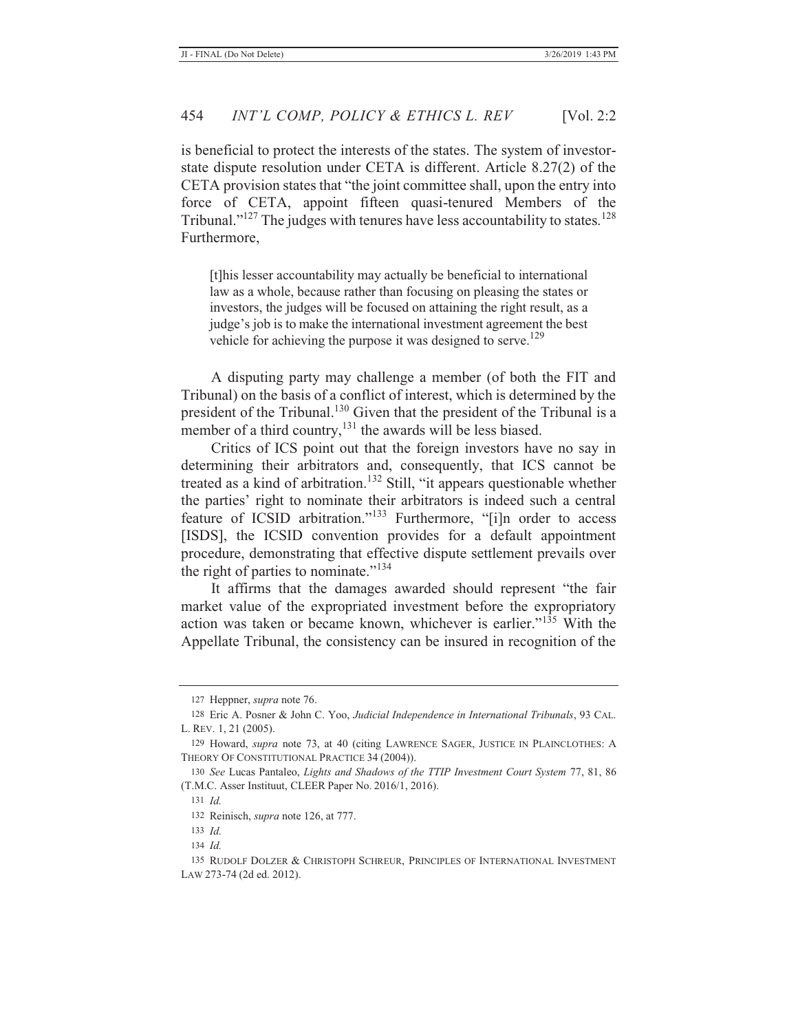is beneficial to protect the interests of the states. The system of investor-state dispute resolution under CETA is different. Article 8.27(2) of the CETA provision states that "the joint committee shall, upon the entry into force of CETA, appoint fifteen quasi-tenured Members of the Tribunal."[127] The judges with tenures have less accountability to states.[128] Furthermore,

> [t]his lesser accountability may actually be beneficial to international law as a whole, because rather than focusing on pleasing the states or investors, the judges will be focused on attaining the right result, as a judge's job is to make the international investment agreement the best vehicle for achieving the purpose it was designed to serve.[129]

A disputing party may challenge a member (of both the FIT and Tribunal) on the basis of a conflict of interest, which is determined by the president of the Tribunal.[130] Given that the president of the Tribunal is a member of a third country,[131] the awards will be less biased.

Critics of ICS point out that the foreign investors have no say in determining their arbitrators and, consequently, that ICS cannot be treated as a kind of arbitration.[132] Still, "it appears questionable whether the parties' right to nominate their arbitrators is indeed such a central feature of ICSID arbitration."[133] Furthermore, "[i]n order to access [ISDS], the ICSID convention provides for a default appointment procedure, demonstrating that effective dispute settlement prevails over the right of parties to nominate."[134]

It affirms that the damages awarded should represent "the fair market value of the expropriated investment before the expropriatory action was taken or became known, whichever is earlier."[135] With the Appellate Tribunal, the consistency can be insured in recognition of the

---

127 Heppner, *supra* note 76.

128 Eric A. Posner & John C. Yoo, *Judicial Independence in International Tribunals*, 93 CAL. L. REV. 1, 21 (2005).

129 Howard, *supra* note 73, at 40 (citing LAWRENCE SAGER, JUSTICE IN PLAINCLOTHES: A THEORY OF CONSTITUTIONAL PRACTICE 34 (2004)).

130 *See* Lucas Pantaleo, *Lights and Shadows of the TTIP Investment Court System* 77, 81, 86 (T.M.C. Asser Instituut, CLEER Paper No. 2016/1, 2016).

131 *Id.*

132 Reinisch, *supra* note 126, at 777.

133 *Id.*

134 *Id.*

135 RUDOLF DOLZER & CHRISTOPH SCHREUR, PRINCIPLES OF INTERNATIONAL INVESTMENT LAW 273-74 (2d ed. 2012).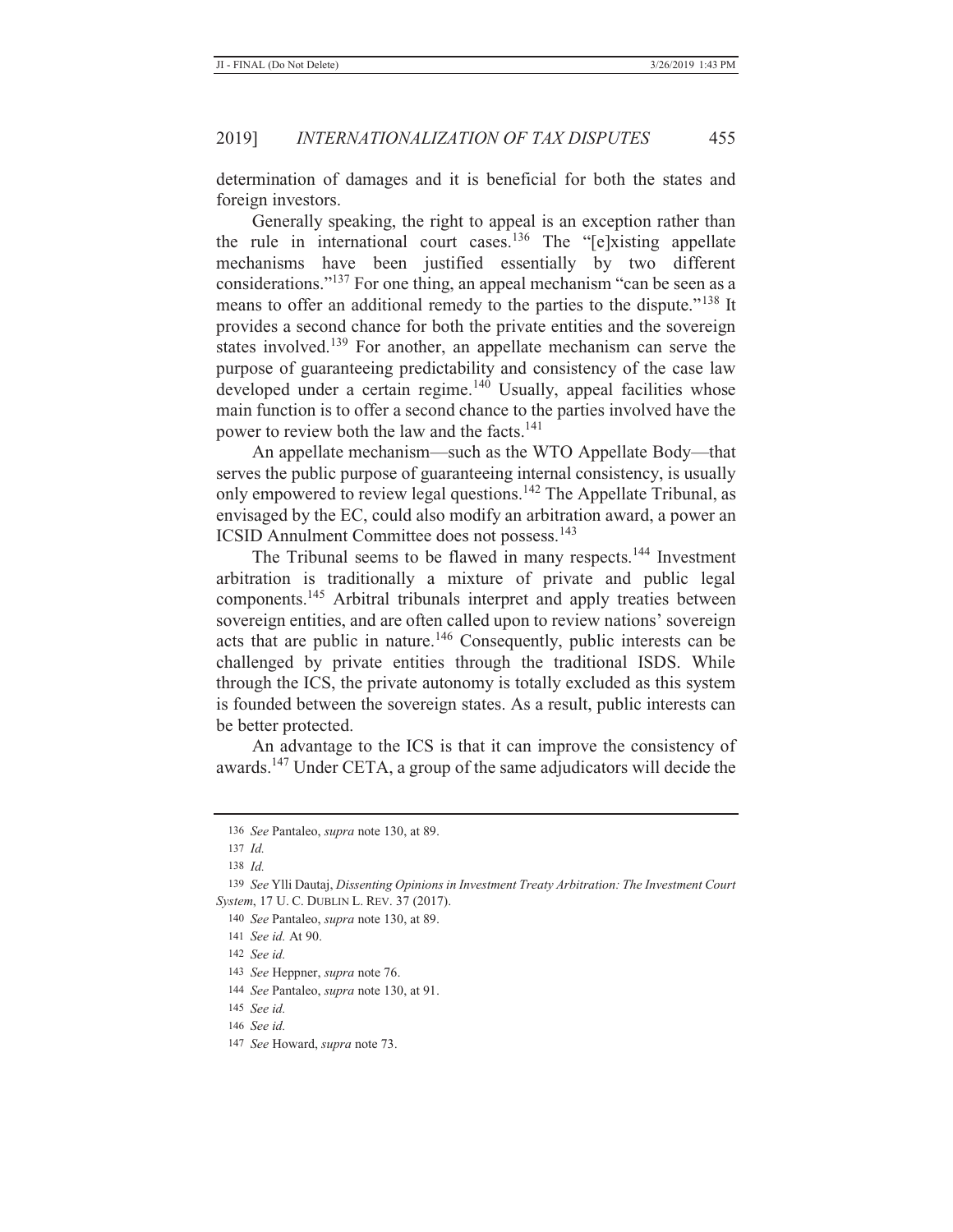determination of damages and it is beneficial for both the states and foreign investors.

Generally speaking, the right to appeal is an exception rather than the rule in international court cases.[136] The "[e]xisting appellate mechanisms have been justified essentially by two different considerations."[137] For one thing, an appeal mechanism "can be seen as a means to offer an additional remedy to the parties to the dispute."[138] It provides a second chance for both the private entities and the sovereign states involved.[139] For another, an appellate mechanism can serve the purpose of guaranteeing predictability and consistency of the case law developed under a certain regime.[140] Usually, appeal facilities whose main function is to offer a second chance to the parties involved have the power to review both the law and the facts.[141]

An appellate mechanism—such as the WTO Appellate Body—that serves the public purpose of guaranteeing internal consistency, is usually only empowered to review legal questions.[142] The Appellate Tribunal, as envisaged by the EC, could also modify an arbitration award, a power an ICSID Annulment Committee does not possess.[143]

The Tribunal seems to be flawed in many respects.[144] Investment arbitration is traditionally a mixture of private and public legal components.[145] Arbitral tribunals interpret and apply treaties between sovereign entities, and are often called upon to review nations' sovereign acts that are public in nature.[146] Consequently, public interests can be challenged by private entities through the traditional ISDS. While through the ICS, the private autonomy is totally excluded as this system is founded between the sovereign states. As a result, public interests can be better protected.

An advantage to the ICS is that it can improve the consistency of awards.[147] Under CETA, a group of the same adjudicators will decide the

---

136 *See* Pantaleo, *supra* note 130, at 89.

137 *Id.*

138 *Id.*

139 *See* Ylli Dautaj, *Dissenting Opinions in Investment Treaty Arbitration: The Investment Court System*, 17 U. C. DUBLIN L. REV. 37 (2017).

140 *See* Pantaleo, *supra* note 130, at 89.

141 *See id.* At 90.

142 *See id.*

143 *See* Heppner, *supra* note 76.

144 *See* Pantaleo, *supra* note 130, at 91.

145 *See id.*

146 *See id.*

147 *See* Howard, *supra* note 73.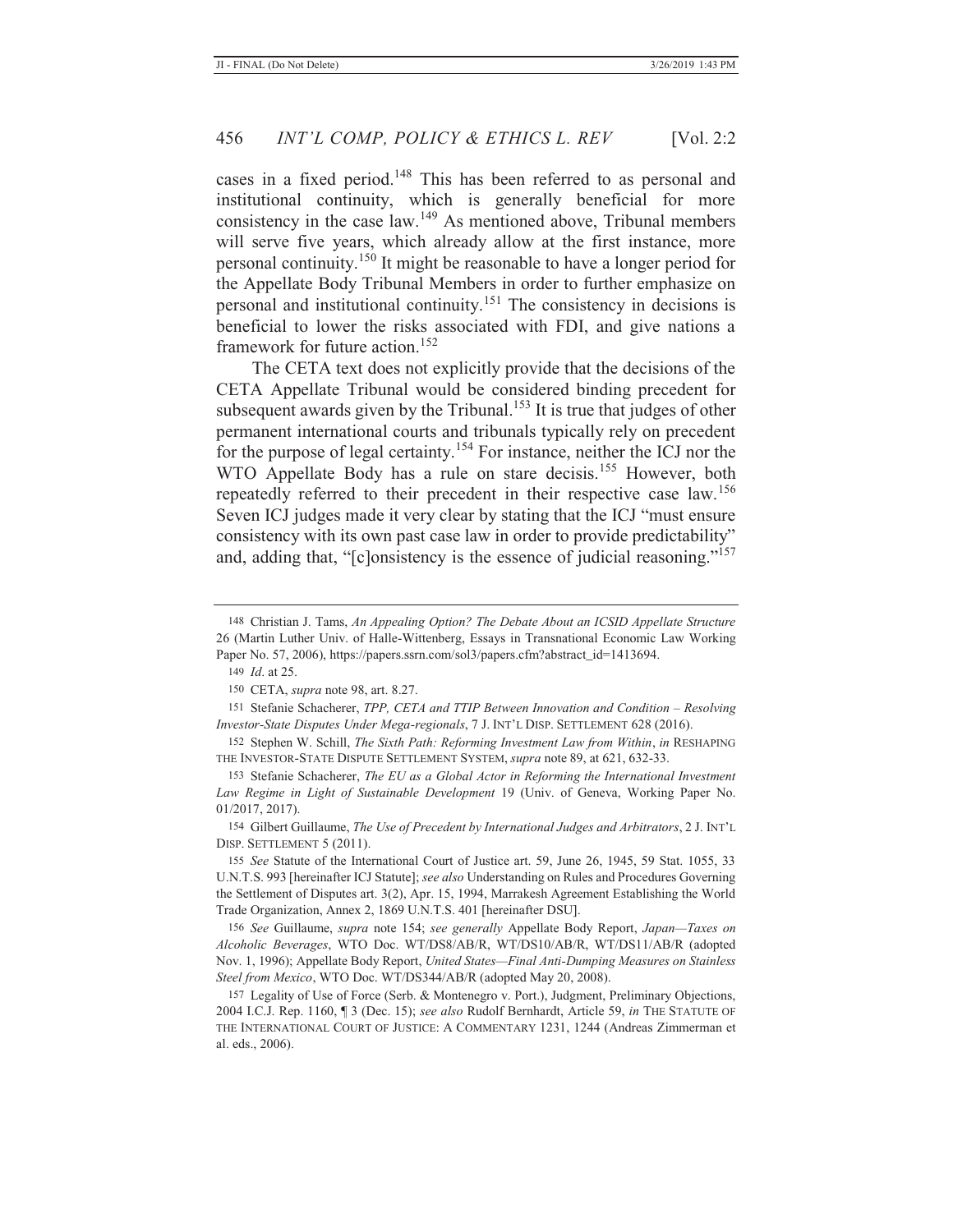cases in a fixed period.[148] This has been referred to as personal and institutional continuity, which is generally beneficial for more consistency in the case law.[149] As mentioned above, Tribunal members will serve five years, which already allow at the first instance, more personal continuity.[150] It might be reasonable to have a longer period for the Appellate Body Tribunal Members in order to further emphasize on personal and institutional continuity.[151] The consistency in decisions is beneficial to lower the risks associated with FDI, and give nations a framework for future action.[152]

The CETA text does not explicitly provide that the decisions of the CETA Appellate Tribunal would be considered binding precedent for subsequent awards given by the Tribunal.[153] It is true that judges of other permanent international courts and tribunals typically rely on precedent for the purpose of legal certainty.[154] For instance, neither the ICJ nor the WTO Appellate Body has a rule on stare decisis.[155] However, both repeatedly referred to their precedent in their respective case law.[156] Seven ICJ judges made it very clear by stating that the ICJ "must ensure consistency with its own past case law in order to provide predictability" and, adding that, "[c]onsistency is the essence of judicial reasoning."[157]

---

148 Christian J. Tams, *An Appealing Option? The Debate About an ICSID Appellate Structure* 26 (Martin Luther Univ. of Halle-Wittenberg, Essays in Transnational Economic Law Working Paper No. 57, 2006), https://papers.ssrn.com/sol3/papers.cfm?abstract_id=1413694.

149 *Id*. at 25.

150 CETA, *supra* note 98, art. 8.27.

151 Stefanie Schacherer, *TPP, CETA and TTIP Between Innovation and Condition – Resolving Investor-State Disputes Under Mega-regionals*, 7 J. INT'L DISP. SETTLEMENT 628 (2016).

152 Stephen W. Schill, *The Sixth Path: Reforming Investment Law from Within*, *in* RESHAPING THE INVESTOR-STATE DISPUTE SETTLEMENT SYSTEM, *supra* note 89, at 621, 632-33.

153 Stefanie Schacherer, *The EU as a Global Actor in Reforming the International Investment Law Regime in Light of Sustainable Development* 19 (Univ. of Geneva, Working Paper No. 01/2017, 2017).

154 Gilbert Guillaume, *The Use of Precedent by International Judges and Arbitrators*, 2 J. INT'L DISP. SETTLEMENT 5 (2011).

155 *See* Statute of the International Court of Justice art. 59, June 26, 1945, 59 Stat. 1055, 33 U.N.T.S. 993 [hereinafter ICJ Statute]; *see also* Understanding on Rules and Procedures Governing the Settlement of Disputes art. 3(2), Apr. 15, 1994, Marrakesh Agreement Establishing the World Trade Organization, Annex 2, 1869 U.N.T.S. 401 [hereinafter DSU].

156 *See* Guillaume, *supra* note 154; *see generally* Appellate Body Report, *Japan—Taxes on Alcoholic Beverages*, WTO Doc. WT/DS8/AB/R, WT/DS10/AB/R, WT/DS11/AB/R (adopted Nov. 1, 1996); Appellate Body Report, *United States—Final Anti-Dumping Measures on Stainless Steel from Mexico*, WTO Doc. WT/DS344/AB/R (adopted May 20, 2008).

157 Legality of Use of Force (Serb. & Montenegro v. Port.), Judgment, Preliminary Objections, 2004 I.C.J. Rep. 1160, ¶ 3 (Dec. 15); *see also* Rudolf Bernhardt, Article 59, *in* THE STATUTE OF THE INTERNATIONAL COURT OF JUSTICE: A COMMENTARY 1231, 1244 (Andreas Zimmerman et al. eds., 2006).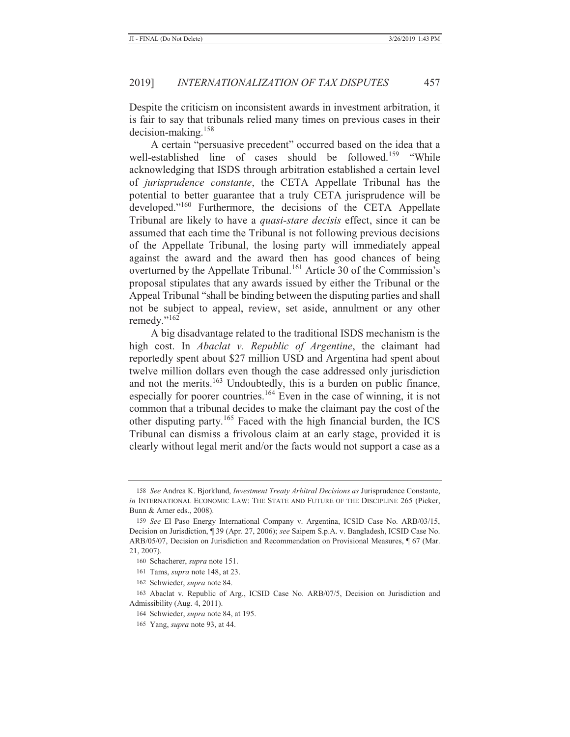Despite the criticism on inconsistent awards in investment arbitration, it is fair to say that tribunals relied many times on previous cases in their decision-making.[158]

A certain "persuasive precedent" occurred based on the idea that a well-established line of cases should be followed.[159] "While acknowledging that ISDS through arbitration established a certain level of *jurisprudence constante*, the CETA Appellate Tribunal has the potential to better guarantee that a truly CETA jurisprudence will be developed."[160] Furthermore, the decisions of the CETA Appellate Tribunal are likely to have a *quasi-stare decisis* effect, since it can be assumed that each time the Tribunal is not following previous decisions of the Appellate Tribunal, the losing party will immediately appeal against the award and the award then has good chances of being overturned by the Appellate Tribunal.[161] Article 30 of the Commission's proposal stipulates that any awards issued by either the Tribunal or the Appeal Tribunal "shall be binding between the disputing parties and shall not be subject to appeal, review, set aside, annulment or any other remedy."[162]

A big disadvantage related to the traditional ISDS mechanism is the high cost. In *Abaclat v. Republic of Argentine*, the claimant had reportedly spent about $27 million USD and Argentina had spent about twelve million dollars even though the case addressed only jurisdiction and not the merits.[163] Undoubtedly, this is a burden on public finance, especially for poorer countries.[164] Even in the case of winning, it is not common that a tribunal decides to make the claimant pay the cost of the other disputing party.[165] Faced with the high financial burden, the ICS Tribunal can dismiss a frivolous claim at an early stage, provided it is clearly without legal merit and/or the facts would not support a case as a

---

158 *See* Andrea K. Bjorklund, *Investment Treaty Arbitral Decisions as* Jurisprudence Constante, *in* INTERNATIONAL ECONOMIC LAW: THE STATE AND FUTURE OF THE DISCIPLINE 265 (Picker, Bunn & Arner eds., 2008).

159 *See* El Paso Energy International Company v. Argentina, ICSID Case No. ARB/03/15, Decision on Jurisdiction, ¶ 39 (Apr. 27, 2006); *see* Saipem S.p.A. v. Bangladesh, ICSID Case No. ARB/05/07, Decision on Jurisdiction and Recommendation on Provisional Measures, ¶ 67 (Mar. 21, 2007).

160 Schacherer, *supra* note 151.

161 Tams, *supra* note 148, at 23.

162 Schwieder, *supra* note 84.

163 Abaclat v. Republic of Arg., ICSID Case No. ARB/07/5, Decision on Jurisdiction and Admissibility (Aug. 4, 2011).

164 Schwieder, *supra* note 84, at 195.

165 Yang, *supra* note 93, at 44.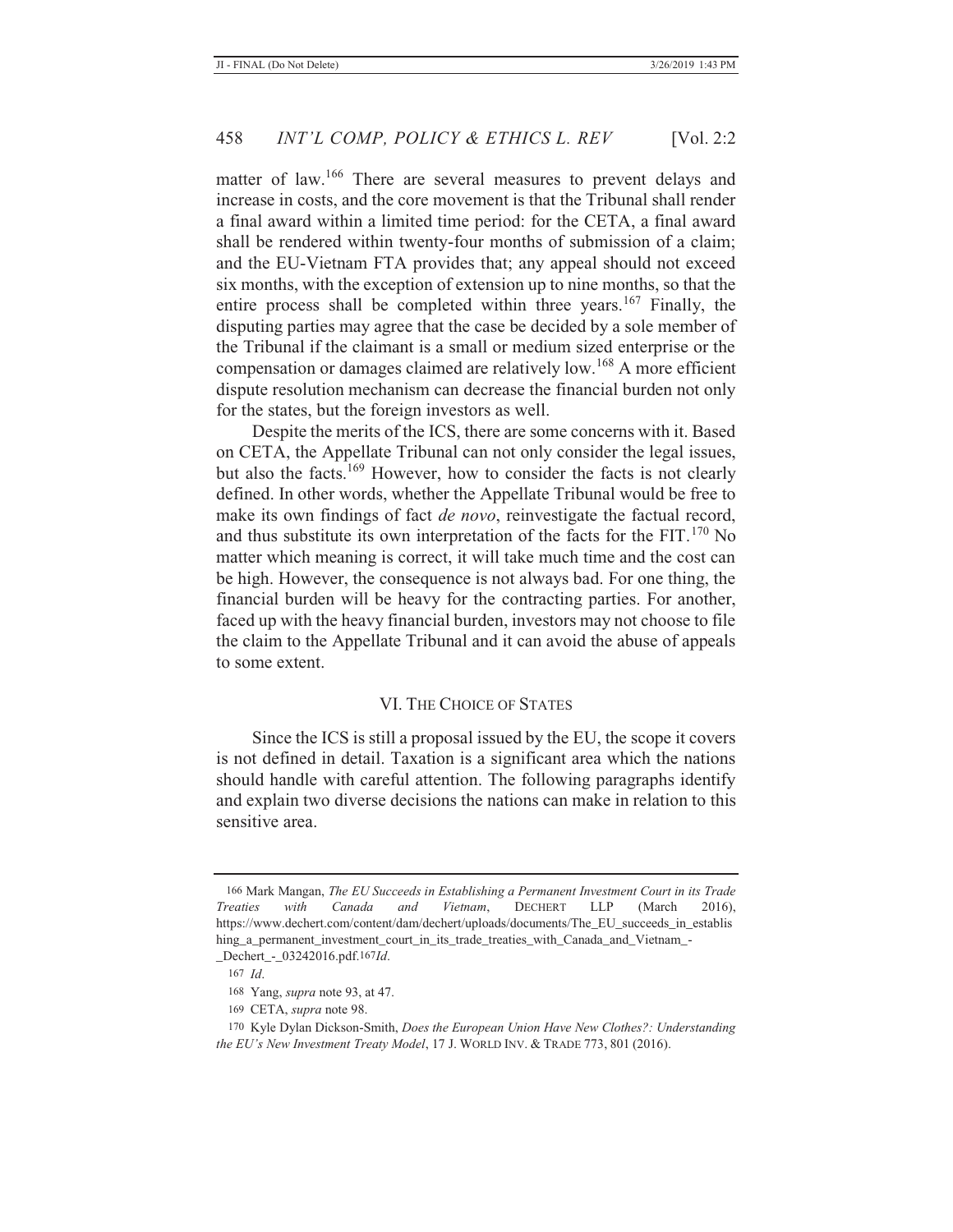matter of law.[166] There are several measures to prevent delays and increase in costs, and the core movement is that the Tribunal shall render a final award within a limited time period: for the CETA, a final award shall be rendered within twenty-four months of submission of a claim; and the EU-Vietnam FTA provides that; any appeal should not exceed six months, with the exception of extension up to nine months, so that the entire process shall be completed within three years.[167] Finally, the disputing parties may agree that the case be decided by a sole member of the Tribunal if the claimant is a small or medium sized enterprise or the compensation or damages claimed are relatively low.[168] A more efficient dispute resolution mechanism can decrease the financial burden not only for the states, but the foreign investors as well.

Despite the merits of the ICS, there are some concerns with it. Based on CETA, the Appellate Tribunal can not only consider the legal issues, but also the facts.[169] However, how to consider the facts is not clearly defined. In other words, whether the Appellate Tribunal would be free to make its own findings of fact *de novo*, reinvestigate the factual record, and thus substitute its own interpretation of the facts for the FIT.[170] No matter which meaning is correct, it will take much time and the cost can be high. However, the consequence is not always bad. For one thing, the financial burden will be heavy for the contracting parties. For another, faced up with the heavy financial burden, investors may not choose to file the claim to the Appellate Tribunal and it can avoid the abuse of appeals to some extent.

## VI. The Choice of States

Since the ICS is still a proposal issued by the EU, the scope it covers is not defined in detail. Taxation is a significant area which the nations should handle with careful attention. The following paragraphs identify and explain two diverse decisions the nations can make in relation to this sensitive area.

---

166 Mark Mangan, *The EU Succeeds in Establishing a Permanent Investment Court in its Trade Treaties with Canada and Vietnam*, DECHERT LLP (March 2016), https://www.dechert.com/content/dam/dechert/uploads/documents/The_EU_succeeds_in_establishing_a_permanent_investment_court_in_its_trade_treaties_with_Canada_and_Vietnam_-_Dechert_-_03242016.pdf.167*Id*.

167 *Id*.

168 Yang, *supra* note 93, at 47.

169 CETA, *supra* note 98.

170 Kyle Dylan Dickson-Smith, *Does the European Union Have New Clothes?: Understanding the EU's New Investment Treaty Model*, 17 J. WORLD INV. & TRADE 773, 801 (2016).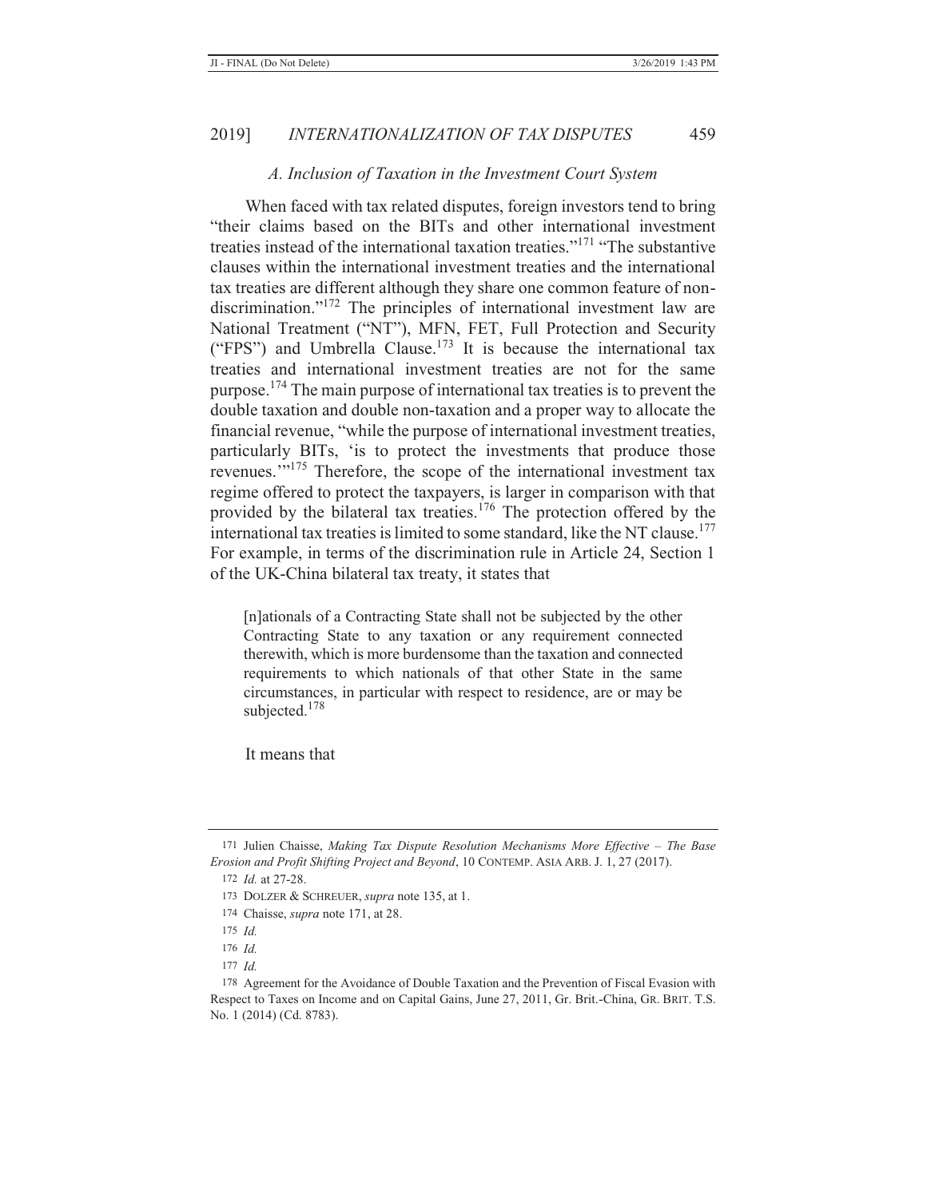### A. Inclusion of Taxation in the Investment Court System

When faced with tax related disputes, foreign investors tend to bring "their claims based on the BITs and other international investment treaties instead of the international taxation treaties."[171] "The substantive clauses within the international investment treaties and the international tax treaties are different although they share one common feature of non-discrimination."[172] The principles of international investment law are National Treatment ("NT"), MFN, FET, Full Protection and Security ("FPS") and Umbrella Clause.[173] It is because the international tax treaties and international investment treaties are not for the same purpose.[174] The main purpose of international tax treaties is to prevent the double taxation and double non-taxation and a proper way to allocate the financial revenue, "while the purpose of international investment treaties, particularly BITs, 'is to protect the investments that produce those revenues.'"[175] Therefore, the scope of the international investment tax regime offered to protect the taxpayers, is larger in comparison with that provided by the bilateral tax treaties.[176] The protection offered by the international tax treaties is limited to some standard, like the NT clause.[177] For example, in terms of the discrimination rule in Article 24, Section 1 of the UK-China bilateral tax treaty, it states that

> [n]ationals of a Contracting State shall not be subjected by the other Contracting State to any taxation or any requirement connected therewith, which is more burdensome than the taxation and connected requirements to which nationals of that other State in the same circumstances, in particular with respect to residence, are or may be subjected.[178]

It means that

---

171 Julien Chaisse, *Making Tax Dispute Resolution Mechanisms More Effective – The Base Erosion and Profit Shifting Project and Beyond*, 10 CONTEMP. ASIA ARB. J. 1, 27 (2017).

172 *Id.* at 27-28.

173 DOLZER & SCHREUER, *supra* note 135, at 1.

174 Chaisse, *supra* note 171, at 28.

175 *Id.*

176 *Id.*

177 *Id.*

178 Agreement for the Avoidance of Double Taxation and the Prevention of Fiscal Evasion with Respect to Taxes on Income and on Capital Gains, June 27, 2011, Gr. Brit.-China, GR. BRIT. T.S. No. 1 (2014) (Cd. 8783).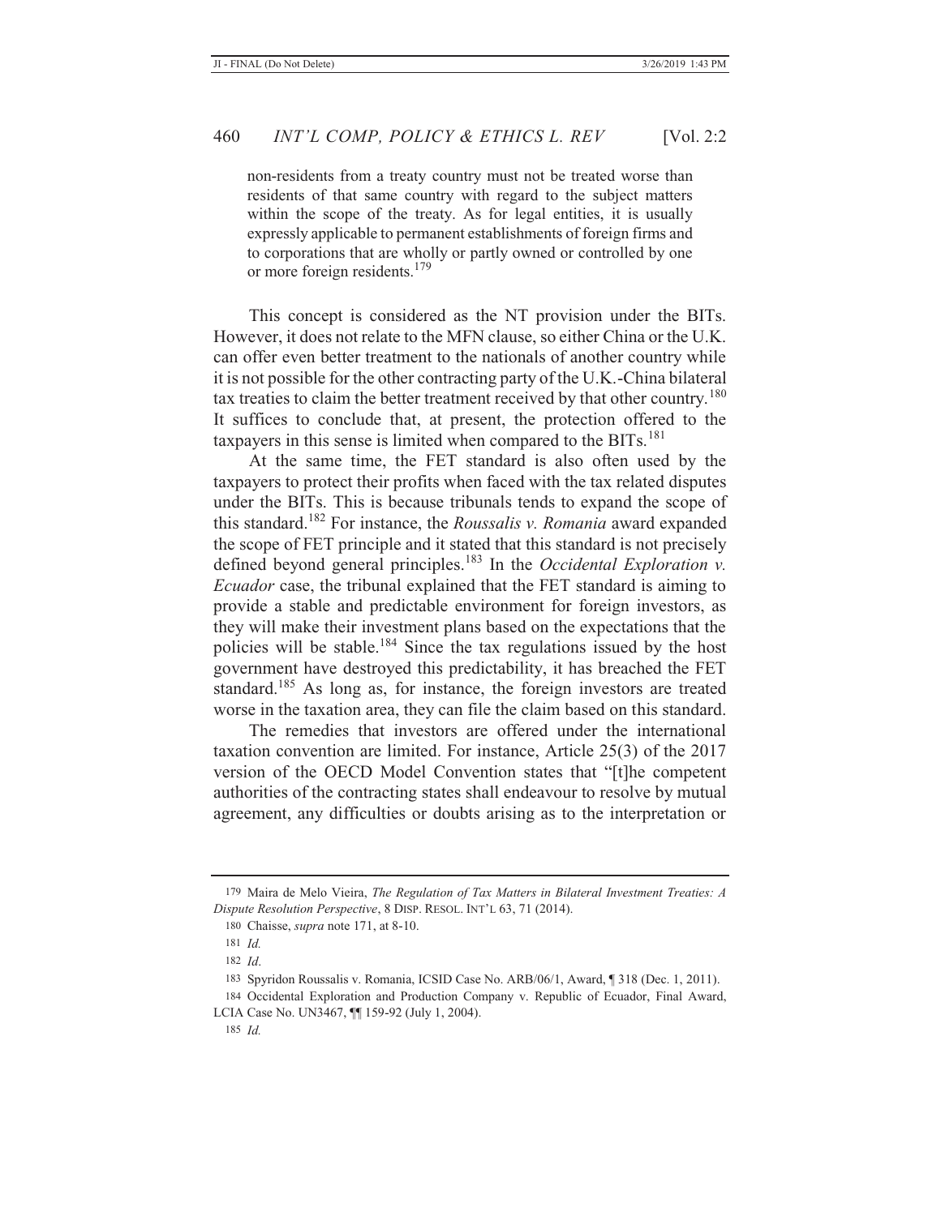> non-residents from a treaty country must not be treated worse than residents of that same country with regard to the subject matters within the scope of the treaty. As for legal entities, it is usually expressly applicable to permanent establishments of foreign firms and to corporations that are wholly or partly owned or controlled by one or more foreign residents.[179]

This concept is considered as the NT provision under the BITs. However, it does not relate to the MFN clause, so either China or the U.K. can offer even better treatment to the nationals of another country while it is not possible for the other contracting party of the U.K.-China bilateral tax treaties to claim the better treatment received by that other country.[180] It suffices to conclude that, at present, the protection offered to the taxpayers in this sense is limited when compared to the BITs.[181]

At the same time, the FET standard is also often used by the taxpayers to protect their profits when faced with the tax related disputes under the BITs. This is because tribunals tends to expand the scope of this standard.[182] For instance, the *Roussalis v. Romania* award expanded the scope of FET principle and it stated that this standard is not precisely defined beyond general principles.[183] In the *Occidental Exploration v. Ecuador* case, the tribunal explained that the FET standard is aiming to provide a stable and predictable environment for foreign investors, as they will make their investment plans based on the expectations that the policies will be stable.[184] Since the tax regulations issued by the host government have destroyed this predictability, it has breached the FET standard.[185] As long as, for instance, the foreign investors are treated worse in the taxation area, they can file the claim based on this standard.

The remedies that investors are offered under the international taxation convention are limited. For instance, Article 25(3) of the 2017 version of the OECD Model Convention states that "[t]he competent authorities of the contracting states shall endeavour to resolve by mutual agreement, any difficulties or doubts arising as to the interpretation or

---

179 Maira de Melo Vieira, *The Regulation of Tax Matters in Bilateral Investment Treaties: A Dispute Resolution Perspective*, 8 DISP. RESOL. INT'L 63, 71 (2014).

180 Chaisse, *supra* note 171, at 8-10.

181 *Id.*

182 *Id*.

183 Spyridon Roussalis v. Romania, ICSID Case No. ARB/06/1, Award, ¶ 318 (Dec. 1, 2011).

184 Occidental Exploration and Production Company v. Republic of Ecuador, Final Award, LCIA Case No. UN3467, ¶¶ 159-92 (July 1, 2004).

185 *Id.*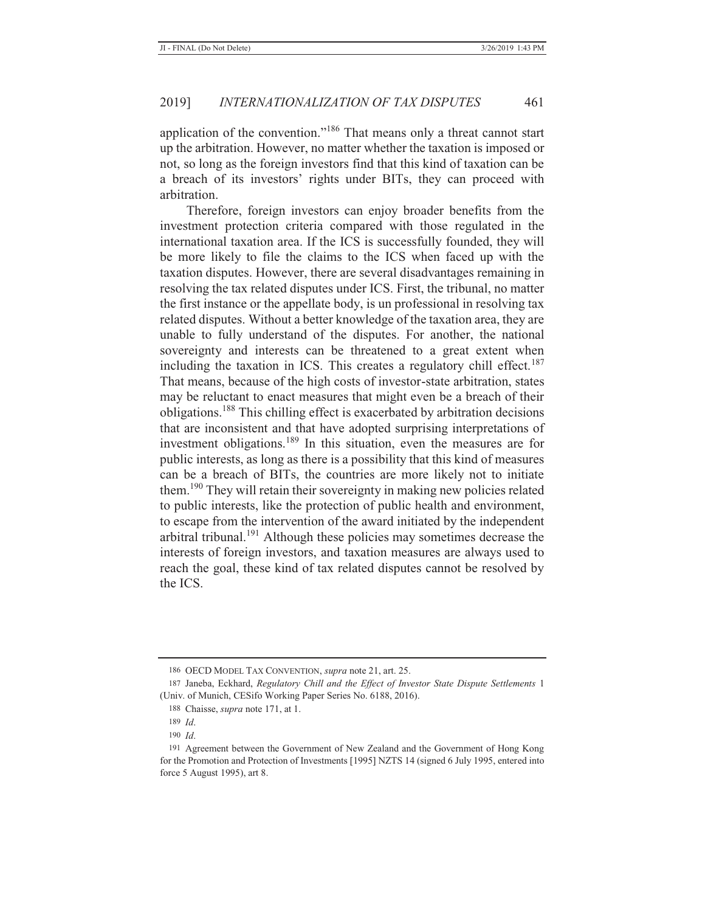application of the convention."[186] That means only a threat cannot start up the arbitration. However, no matter whether the taxation is imposed or not, so long as the foreign investors find that this kind of taxation can be a breach of its investors' rights under BITs, they can proceed with arbitration.

Therefore, foreign investors can enjoy broader benefits from the investment protection criteria compared with those regulated in the international taxation area. If the ICS is successfully founded, they will be more likely to file the claims to the ICS when faced up with the taxation disputes. However, there are several disadvantages remaining in resolving the tax related disputes under ICS. First, the tribunal, no matter the first instance or the appellate body, is un professional in resolving tax related disputes. Without a better knowledge of the taxation area, they are unable to fully understand of the disputes. For another, the national sovereignty and interests can be threatened to a great extent when including the taxation in ICS. This creates a regulatory chill effect.[187] That means, because of the high costs of investor-state arbitration, states may be reluctant to enact measures that might even be a breach of their obligations.[188] This chilling effect is exacerbated by arbitration decisions that are inconsistent and that have adopted surprising interpretations of investment obligations.[189] In this situation, even the measures are for public interests, as long as there is a possibility that this kind of measures can be a breach of BITs, the countries are more likely not to initiate them.[190] They will retain their sovereignty in making new policies related to public interests, like the protection of public health and environment, to escape from the intervention of the award initiated by the independent arbitral tribunal.[191] Although these policies may sometimes decrease the interests of foreign investors, and taxation measures are always used to reach the goal, these kind of tax related disputes cannot be resolved by the ICS.

---

186 OECD MODEL TAX CONVENTION, *supra* note 21, art. 25.

187 Janeba, Eckhard, *Regulatory Chill and the Effect of Investor State Dispute Settlements* 1 (Univ. of Munich, CESifo Working Paper Series No. 6188, 2016).

188 Chaisse, *supra* note 171, at 1.

189 *Id*.

190 *Id*.

191 Agreement between the Government of New Zealand and the Government of Hong Kong for the Promotion and Protection of Investments [1995] NZTS 14 (signed 6 July 1995, entered into force 5 August 1995), art 8.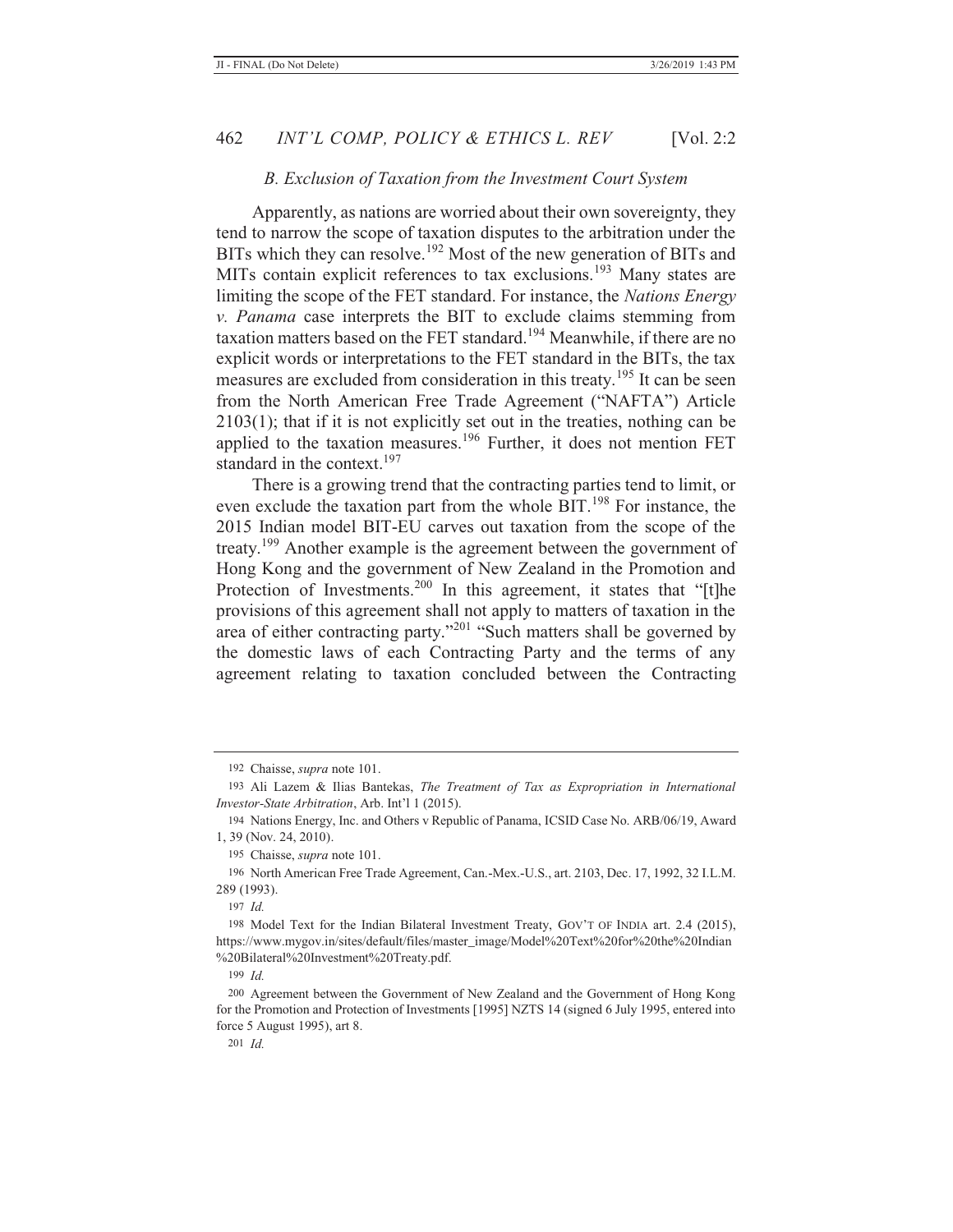### *B. Exclusion of Taxation from the Investment Court System*

Apparently, as nations are worried about their own sovereignty, they tend to narrow the scope of taxation disputes to the arbitration under the BITs which they can resolve.[192] Most of the new generation of BITs and MITs contain explicit references to tax exclusions.[193] Many states are limiting the scope of the FET standard. For instance, the *Nations Energy v. Panama* case interprets the BIT to exclude claims stemming from taxation matters based on the FET standard.[194] Meanwhile, if there are no explicit words or interpretations to the FET standard in the BITs, the tax measures are excluded from consideration in this treaty.[195] It can be seen from the North American Free Trade Agreement ("NAFTA") Article 2103(1); that if it is not explicitly set out in the treaties, nothing can be applied to the taxation measures.[196] Further, it does not mention FET standard in the context.[197]

There is a growing trend that the contracting parties tend to limit, or even exclude the taxation part from the whole BIT.[198] For instance, the 2015 Indian model BIT-EU carves out taxation from the scope of the treaty.[199] Another example is the agreement between the government of Hong Kong and the government of New Zealand in the Promotion and Protection of Investments.[200] In this agreement, it states that "[t]he provisions of this agreement shall not apply to matters of taxation in the area of either contracting party."[201] "Such matters shall be governed by the domestic laws of each Contracting Party and the terms of any agreement relating to taxation concluded between the Contracting

---

192 Chaisse, *supra* note 101.

193 Ali Lazem & Ilias Bantekas, *The Treatment of Tax as Expropriation in International Investor-State Arbitration*, Arb. Int'l 1 (2015).

194 Nations Energy, Inc. and Others v Republic of Panama, ICSID Case No. ARB/06/19, Award 1, 39 (Nov. 24, 2010).

195 Chaisse, *supra* note 101.

196 North American Free Trade Agreement, Can.-Mex.-U.S., art. 2103, Dec. 17, 1992, 32 I.L.M. 289 (1993).

197 *Id.*

198 Model Text for the Indian Bilateral Investment Treaty, GOV'T OF INDIA art. 2.4 (2015), https://www.mygov.in/sites/default/files/master_image/Model%20Text%20for%20the%20Indian%20Bilateral%20Investment%20Treaty.pdf.

199 *Id.*

200 Agreement between the Government of New Zealand and the Government of Hong Kong for the Promotion and Protection of Investments [1995] NZTS 14 (signed 6 July 1995, entered into force 5 August 1995), art 8.

201 *Id.*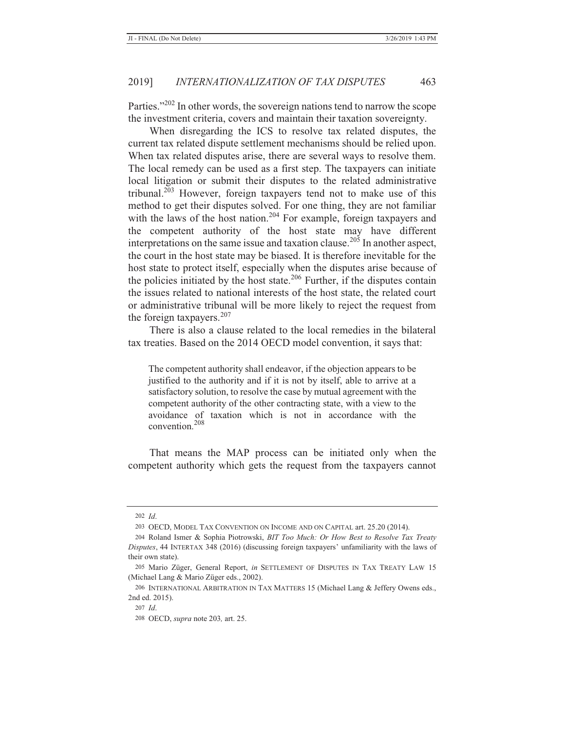Parties."[202] In other words, the sovereign nations tend to narrow the scope the investment criteria, covers and maintain their taxation sovereignty.

When disregarding the ICS to resolve tax related disputes, the current tax related dispute settlement mechanisms should be relied upon. When tax related disputes arise, there are several ways to resolve them. The local remedy can be used as a first step. The taxpayers can initiate local litigation or submit their disputes to the related administrative tribunal.[203] However, foreign taxpayers tend not to make use of this method to get their disputes solved. For one thing, they are not familiar with the laws of the host nation.[204] For example, foreign taxpayers and the competent authority of the host state may have different interpretations on the same issue and taxation clause.[205] In another aspect, the court in the host state may be biased. It is therefore inevitable for the host state to protect itself, especially when the disputes arise because of the policies initiated by the host state.[206] Further, if the disputes contain the issues related to national interests of the host state, the related court or administrative tribunal will be more likely to reject the request from the foreign taxpayers.[207]

There is also a clause related to the local remedies in the bilateral tax treaties. Based on the 2014 OECD model convention, it says that:

> The competent authority shall endeavor, if the objection appears to be justified to the authority and if it is not by itself, able to arrive at a satisfactory solution, to resolve the case by mutual agreement with the competent authority of the other contracting state, with a view to the avoidance of taxation which is not in accordance with the convention.[208]

That means the MAP process can be initiated only when the competent authority which gets the request from the taxpayers cannot

---

202 *Id*.

203 OECD, MODEL TAX CONVENTION ON INCOME AND ON CAPITAL art. 25.20 (2014).

204 Roland Ismer & Sophia Piotrowski, *BIT Too Much: Or How Best to Resolve Tax Treaty Disputes*, 44 INTERTAX 348 (2016) (discussing foreign taxpayers' unfamiliarity with the laws of their own state).

205 Mario Züger, General Report, *in* SETTLEMENT OF DISPUTES IN TAX TREATY LAW 15 (Michael Lang & Mario Züger eds., 2002).

206 INTERNATIONAL ARBITRATION IN TAX MATTERS 15 (Michael Lang & Jeffery Owens eds., 2nd ed. 2015).

207 *Id*.

208 OECD, *supra* note 203*,* art. 25.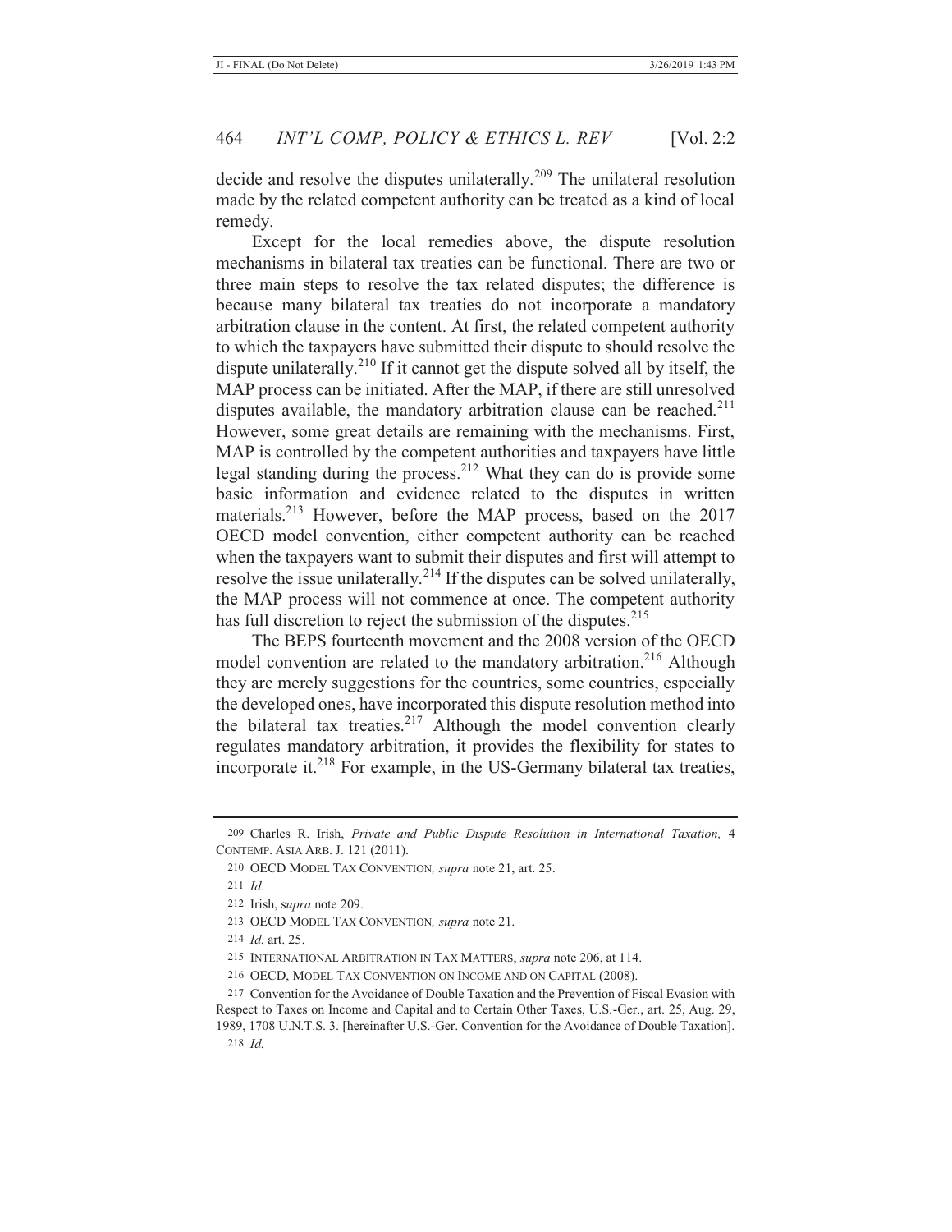decide and resolve the disputes unilaterally.[209] The unilateral resolution made by the related competent authority can be treated as a kind of local remedy.

Except for the local remedies above, the dispute resolution mechanisms in bilateral tax treaties can be functional. There are two or three main steps to resolve the tax related disputes; the difference is because many bilateral tax treaties do not incorporate a mandatory arbitration clause in the content. At first, the related competent authority to which the taxpayers have submitted their dispute to should resolve the dispute unilaterally.[210] If it cannot get the dispute solved all by itself, the MAP process can be initiated. After the MAP, if there are still unresolved disputes available, the mandatory arbitration clause can be reached.[211] However, some great details are remaining with the mechanisms. First, MAP is controlled by the competent authorities and taxpayers have little legal standing during the process.[212] What they can do is provide some basic information and evidence related to the disputes in written materials.[213] However, before the MAP process, based on the 2017 OECD model convention, either competent authority can be reached when the taxpayers want to submit their disputes and first will attempt to resolve the issue unilaterally.[214] If the disputes can be solved unilaterally, the MAP process will not commence at once. The competent authority has full discretion to reject the submission of the disputes.[215]

The BEPS fourteenth movement and the 2008 version of the OECD model convention are related to the mandatory arbitration.[216] Although they are merely suggestions for the countries, some countries, especially the developed ones, have incorporated this dispute resolution method into the bilateral tax treaties.[217] Although the model convention clearly regulates mandatory arbitration, it provides the flexibility for states to incorporate it.[218] For example, in the US-Germany bilateral tax treaties,

---

209 Charles R. Irish, *Private and Public Dispute Resolution in International Taxation,* 4 CONTEMP. ASIA ARB. J. 121 (2011).

210 OECD MODEL TAX CONVENTION, *supra* note 21, art. 25.

211 *Id*.

212 Irish, *supra* note 209.

213 OECD MODEL TAX CONVENTION, *supra* note 21.

214 *Id.* art. 25.

215 INTERNATIONAL ARBITRATION IN TAX MATTERS, *supra* note 206, at 114.

216 OECD, MODEL TAX CONVENTION ON INCOME AND ON CAPITAL (2008).

217 Convention for the Avoidance of Double Taxation and the Prevention of Fiscal Evasion with Respect to Taxes on Income and Capital and to Certain Other Taxes, U.S.-Ger., art. 25, Aug. 29, 1989, 1708 U.N.T.S. 3. [hereinafter U.S.-Ger. Convention for the Avoidance of Double Taxation].

218 *Id.*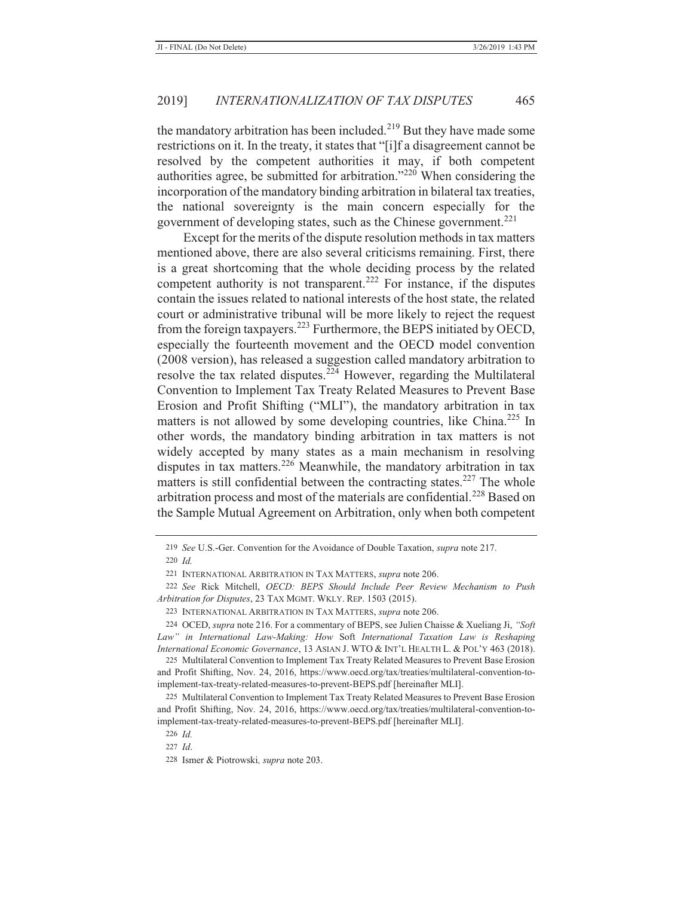the mandatory arbitration has been included.[219] But they have made some restrictions on it. In the treaty, it states that "[i]f a disagreement cannot be resolved by the competent authorities it may, if both competent authorities agree, be submitted for arbitration."[220] When considering the incorporation of the mandatory binding arbitration in bilateral tax treaties, the national sovereignty is the main concern especially for the government of developing states, such as the Chinese government.[221]

Except for the merits of the dispute resolution methods in tax matters mentioned above, there are also several criticisms remaining. First, there is a great shortcoming that the whole deciding process by the related competent authority is not transparent.[222] For instance, if the disputes contain the issues related to national interests of the host state, the related court or administrative tribunal will be more likely to reject the request from the foreign taxpayers.[223] Furthermore, the BEPS initiated by OECD, especially the fourteenth movement and the OECD model convention (2008 version), has released a suggestion called mandatory arbitration to resolve the tax related disputes.[224] However, regarding the Multilateral Convention to Implement Tax Treaty Related Measures to Prevent Base Erosion and Profit Shifting ("MLI"), the mandatory arbitration in tax matters is not allowed by some developing countries, like China.[225] In other words, the mandatory binding arbitration in tax matters is not widely accepted by many states as a main mechanism in resolving disputes in tax matters.[226] Meanwhile, the mandatory arbitration in tax matters is still confidential between the contracting states.[227] The whole arbitration process and most of the materials are confidential.[228] Based on the Sample Mutual Agreement on Arbitration, only when both competent

---

219 *See* U.S.-Ger. Convention for the Avoidance of Double Taxation, *supra* note 217.

220 *Id.*

221 INTERNATIONAL ARBITRATION IN TAX MATTERS, *supra* note 206.

222 *See* Rick Mitchell, *OECD: BEPS Should Include Peer Review Mechanism to Push Arbitration for Disputes*, 23 TAX MGMT. WKLY. REP. 1503 (2015).

223 INTERNATIONAL ARBITRATION IN TAX MATTERS, *supra* note 206.

224 OCED, *supra* note 216. For a commentary of BEPS, see Julien Chaisse & Xueliang Ji, *"Soft Law" in International Law-Making: How* Soft *International Taxation Law is Reshaping International Economic Governance*, 13 ASIAN J. WTO & INT'L HEALTH L. & POL'Y 463 (2018).

225 Multilateral Convention to Implement Tax Treaty Related Measures to Prevent Base Erosion and Profit Shifting, Nov. 24, 2016, https://www.oecd.org/tax/treaties/multilateral-convention-to-implement-tax-treaty-related-measures-to-prevent-BEPS.pdf [hereinafter MLI].

225 Multilateral Convention to Implement Tax Treaty Related Measures to Prevent Base Erosion and Profit Shifting, Nov. 24, 2016, https://www.oecd.org/tax/treaties/multilateral-convention-to-implement-tax-treaty-related-measures-to-prevent-BEPS.pdf [hereinafter MLI].

226 *Id.*

227 *Id*.

228 Ismer & Piotrowski*, supra* note 203.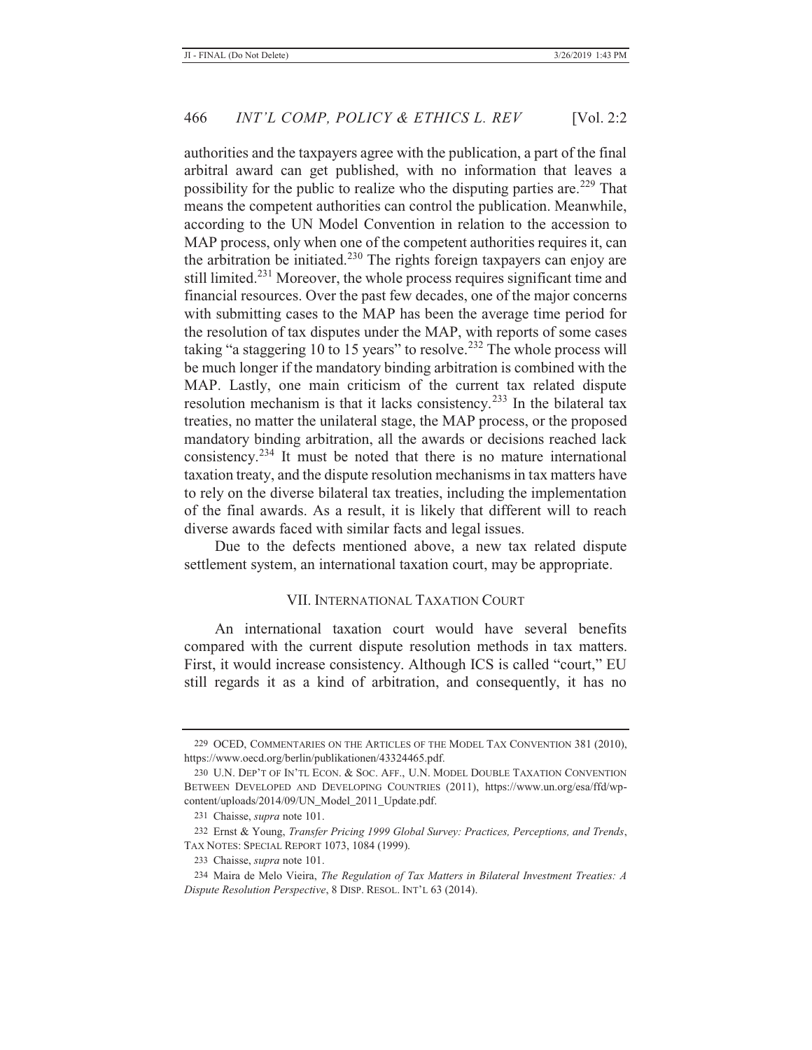authorities and the taxpayers agree with the publication, a part of the final arbitral award can get published, with no information that leaves a possibility for the public to realize who the disputing parties are.[229] That means the competent authorities can control the publication. Meanwhile, according to the UN Model Convention in relation to the accession to MAP process, only when one of the competent authorities requires it, can the arbitration be initiated.[230] The rights foreign taxpayers can enjoy are still limited.[231] Moreover, the whole process requires significant time and financial resources. Over the past few decades, one of the major concerns with submitting cases to the MAP has been the average time period for the resolution of tax disputes under the MAP, with reports of some cases taking "a staggering 10 to 15 years" to resolve.[232] The whole process will be much longer if the mandatory binding arbitration is combined with the MAP. Lastly, one main criticism of the current tax related dispute resolution mechanism is that it lacks consistency.[233] In the bilateral tax treaties, no matter the unilateral stage, the MAP process, or the proposed mandatory binding arbitration, all the awards or decisions reached lack consistency.[234] It must be noted that there is no mature international taxation treaty, and the dispute resolution mechanisms in tax matters have to rely on the diverse bilateral tax treaties, including the implementation of the final awards. As a result, it is likely that different will to reach diverse awards faced with similar facts and legal issues.

Due to the defects mentioned above, a new tax related dispute settlement system, an international taxation court, may be appropriate.

## VII. INTERNATIONAL TAXATION COURT

An international taxation court would have several benefits compared with the current dispute resolution methods in tax matters. First, it would increase consistency. Although ICS is called "court," EU still regards it as a kind of arbitration, and consequently, it has no

---

229 OCED, COMMENTARIES ON THE ARTICLES OF THE MODEL TAX CONVENTION 381 (2010), https://www.oecd.org/berlin/publikationen/43324465.pdf.

230 U.N. DEP'T OF IN'TL ECON. & SOC. AFF., U.N. MODEL DOUBLE TAXATION CONVENTION BETWEEN DEVELOPED AND DEVELOPING COUNTRIES (2011), https://www.un.org/esa/ffd/wp-content/uploads/2014/09/UN_Model_2011_Update.pdf.

231 Chaisse, *supra* note 101.

232 Ernst & Young, *Transfer Pricing 1999 Global Survey: Practices, Perceptions, and Trends*, TAX NOTES: SPECIAL REPORT 1073, 1084 (1999).

233 Chaisse, *supra* note 101.

234 Maira de Melo Vieira, *The Regulation of Tax Matters in Bilateral Investment Treaties: A Dispute Resolution Perspective*, 8 DISP. RESOL. INT'L 63 (2014).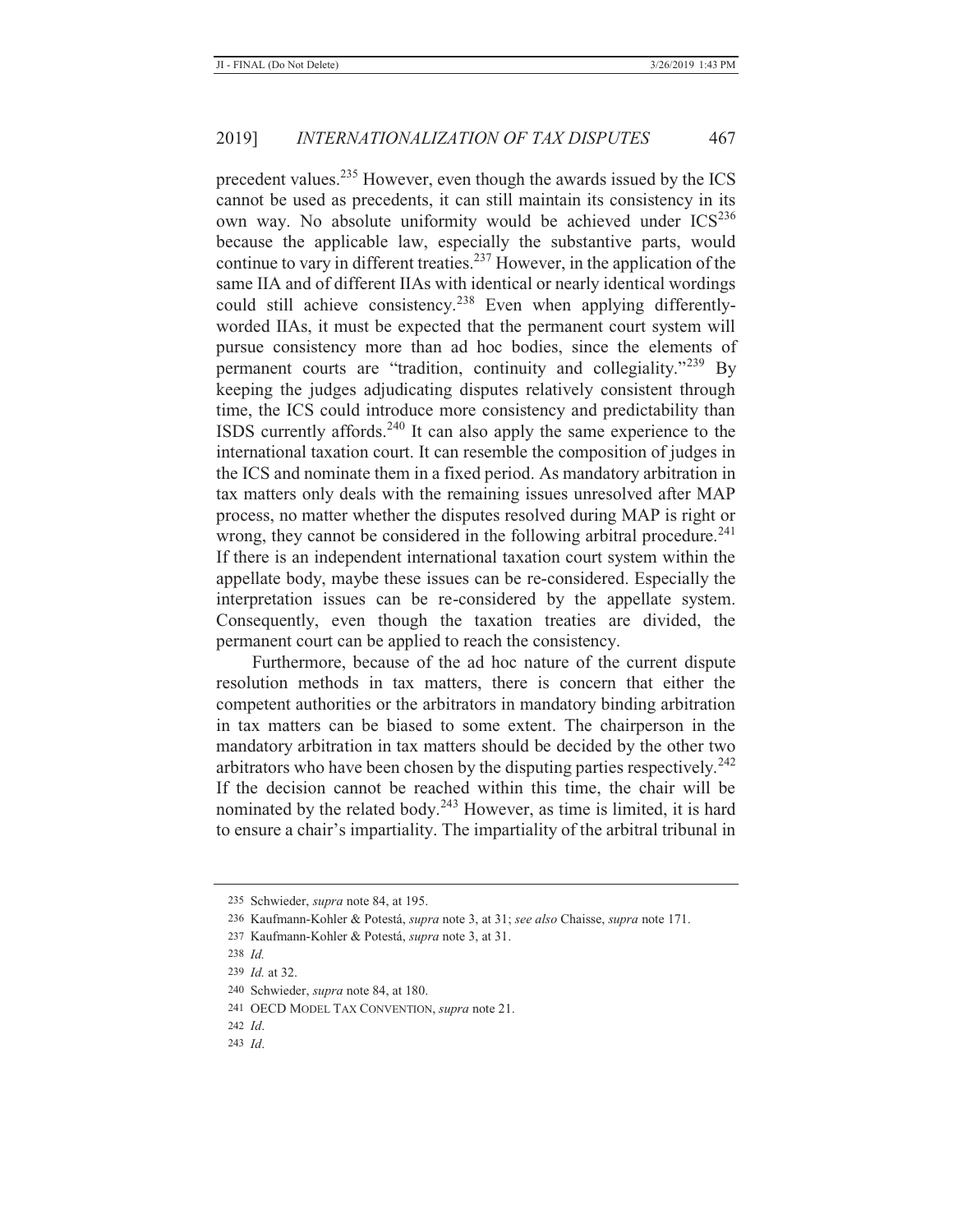precedent values.[235] However, even though the awards issued by the ICS cannot be used as precedents, it can still maintain its consistency in its own way. No absolute uniformity would be achieved under ICS[236] because the applicable law, especially the substantive parts, would continue to vary in different treaties.[237] However, in the application of the same IIA and of different IIAs with identical or nearly identical wordings could still achieve consistency.[238] Even when applying differently-worded IIAs, it must be expected that the permanent court system will pursue consistency more than ad hoc bodies, since the elements of permanent courts are "tradition, continuity and collegiality."[239] By keeping the judges adjudicating disputes relatively consistent through time, the ICS could introduce more consistency and predictability than ISDS currently affords.[240] It can also apply the same experience to the international taxation court. It can resemble the composition of judges in the ICS and nominate them in a fixed period. As mandatory arbitration in tax matters only deals with the remaining issues unresolved after MAP process, no matter whether the disputes resolved during MAP is right or wrong, they cannot be considered in the following arbitral procedure.[241] If there is an independent international taxation court system within the appellate body, maybe these issues can be re-considered. Especially the interpretation issues can be re-considered by the appellate system. Consequently, even though the taxation treaties are divided, the permanent court can be applied to reach the consistency.

Furthermore, because of the ad hoc nature of the current dispute resolution methods in tax matters, there is concern that either the competent authorities or the arbitrators in mandatory binding arbitration in tax matters can be biased to some extent. The chairperson in the mandatory arbitration in tax matters should be decided by the other two arbitrators who have been chosen by the disputing parties respectively.[242] If the decision cannot be reached within this time, the chair will be nominated by the related body.[243] However, as time is limited, it is hard to ensure a chair's impartiality. The impartiality of the arbitral tribunal in

---

235 Schwieder, *supra* note 84, at 195.

236 Kaufmann-Kohler & Potestá, *supra* note 3, at 31; *see also* Chaisse, *supra* note 171.

237 Kaufmann-Kohler & Potestá, *supra* note 3, at 31.

238 *Id.*

239 *Id.* at 32.

240 Schwieder, *supra* note 84, at 180.

241 OECD MODEL TAX CONVENTION, *supra* note 21.

242 *Id*.

243 *Id*.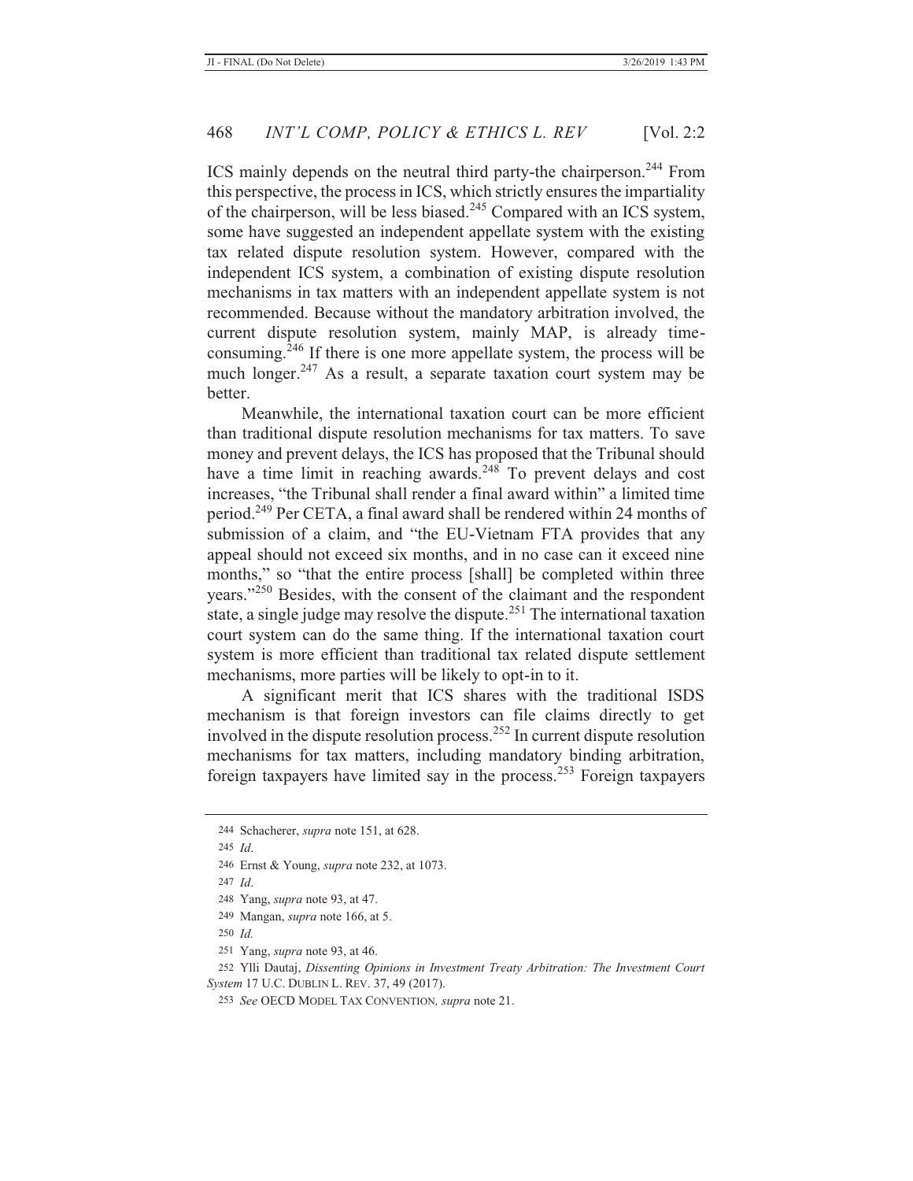ICS mainly depends on the neutral third party-the chairperson.[244] From this perspective, the process in ICS, which strictly ensures the impartiality of the chairperson, will be less biased.[245] Compared with an ICS system, some have suggested an independent appellate system with the existing tax related dispute resolution system. However, compared with the independent ICS system, a combination of existing dispute resolution mechanisms in tax matters with an independent appellate system is not recommended. Because without the mandatory arbitration involved, the current dispute resolution system, mainly MAP, is already time-consuming.[246] If there is one more appellate system, the process will be much longer.[247] As a result, a separate taxation court system may be better.

Meanwhile, the international taxation court can be more efficient than traditional dispute resolution mechanisms for tax matters. To save money and prevent delays, the ICS has proposed that the Tribunal should have a time limit in reaching awards.[248] To prevent delays and cost increases, "the Tribunal shall render a final award within" a limited time period.[249] Per CETA, a final award shall be rendered within 24 months of submission of a claim, and "the EU-Vietnam FTA provides that any appeal should not exceed six months, and in no case can it exceed nine months," so "that the entire process [shall] be completed within three years."[250] Besides, with the consent of the claimant and the respondent state, a single judge may resolve the dispute.[251] The international taxation court system can do the same thing. If the international taxation court system is more efficient than traditional tax related dispute settlement mechanisms, more parties will be likely to opt-in to it.

A significant merit that ICS shares with the traditional ISDS mechanism is that foreign investors can file claims directly to get involved in the dispute resolution process.[252] In current dispute resolution mechanisms for tax matters, including mandatory binding arbitration, foreign taxpayers have limited say in the process.[253] Foreign taxpayers

---

244 Schacherer, *supra* note 151, at 628.

245 *Id*.

246 Ernst & Young, *supra* note 232, at 1073.

247 *Id*.

248 Yang, *supra* note 93, at 47.

249 Mangan, *supra* note 166, at 5.

250 *Id.*

251 Yang, *supra* note 93, at 46.

252 Ylli Dautaj, *Dissenting Opinions in Investment Treaty Arbitration: The Investment Court System* 17 U.C. DUBLIN L. REV. 37, 49 (2017).

253 *See* OECD MODEL TAX CONVENTION*, supra* note 21.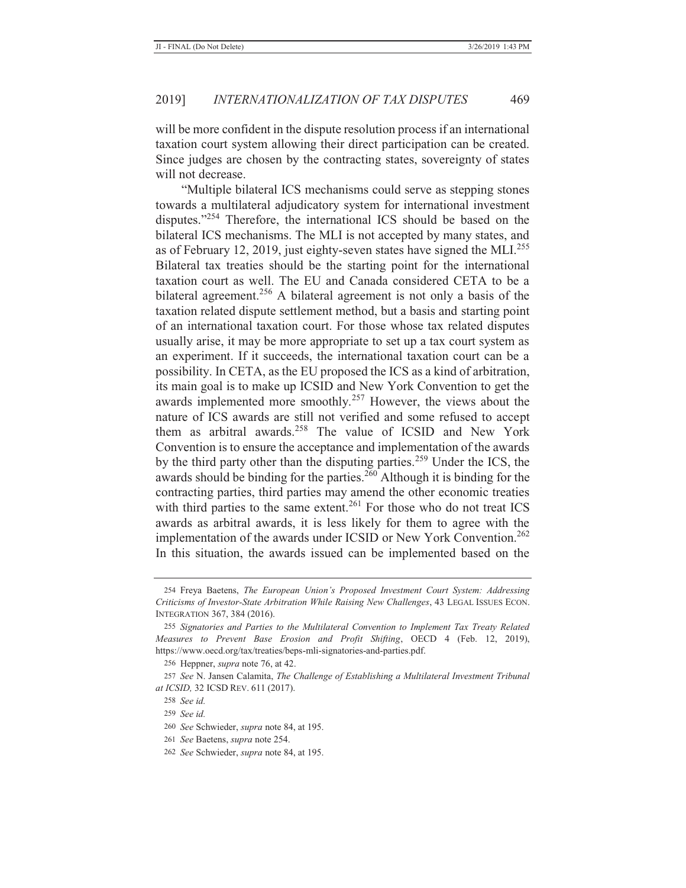will be more confident in the dispute resolution process if an international taxation court system allowing their direct participation can be created. Since judges are chosen by the contracting states, sovereignty of states will not decrease.

"Multiple bilateral ICS mechanisms could serve as stepping stones towards a multilateral adjudicatory system for international investment disputes."[254] Therefore, the international ICS should be based on the bilateral ICS mechanisms. The MLI is not accepted by many states, and as of February 12, 2019, just eighty-seven states have signed the MLI.[255] Bilateral tax treaties should be the starting point for the international taxation court as well. The EU and Canada considered CETA to be a bilateral agreement.[256] A bilateral agreement is not only a basis of the taxation related dispute settlement method, but a basis and starting point of an international taxation court. For those whose tax related disputes usually arise, it may be more appropriate to set up a tax court system as an experiment. If it succeeds, the international taxation court can be a possibility. In CETA, as the EU proposed the ICS as a kind of arbitration, its main goal is to make up ICSID and New York Convention to get the awards implemented more smoothly.[257] However, the views about the nature of ICS awards are still not verified and some refused to accept them as arbitral awards.[258] The value of ICSID and New York Convention is to ensure the acceptance and implementation of the awards by the third party other than the disputing parties.[259] Under the ICS, the awards should be binding for the parties.[260] Although it is binding for the contracting parties, third parties may amend the other economic treaties with third parties to the same extent.[261] For those who do not treat ICS awards as arbitral awards, it is less likely for them to agree with the implementation of the awards under ICSID or New York Convention.[262] In this situation, the awards issued can be implemented based on the

---

254 Freya Baetens, *The European Union's Proposed Investment Court System: Addressing Criticisms of Investor-State Arbitration While Raising New Challenges*, 43 LEGAL ISSUES ECON. INTEGRATION 367, 384 (2016).

255 *Signatories and Parties to the Multilateral Convention to Implement Tax Treaty Related Measures to Prevent Base Erosion and Profit Shifting*, OECD 4 (Feb. 12, 2019), https://www.oecd.org/tax/treaties/beps-mli-signatories-and-parties.pdf.

256 Heppner, *supra* note 76, at 42.

257 *See* N. Jansen Calamita, *The Challenge of Establishing a Multilateral Investment Tribunal at ICSID,* 32 ICSD REV. 611 (2017).

258 *See id.*

259 *See id.*

260 *See* Schwieder, *supra* note 84, at 195.

261 *See* Baetens, *supra* note 254.

262 *See* Schwieder, *supra* note 84, at 195.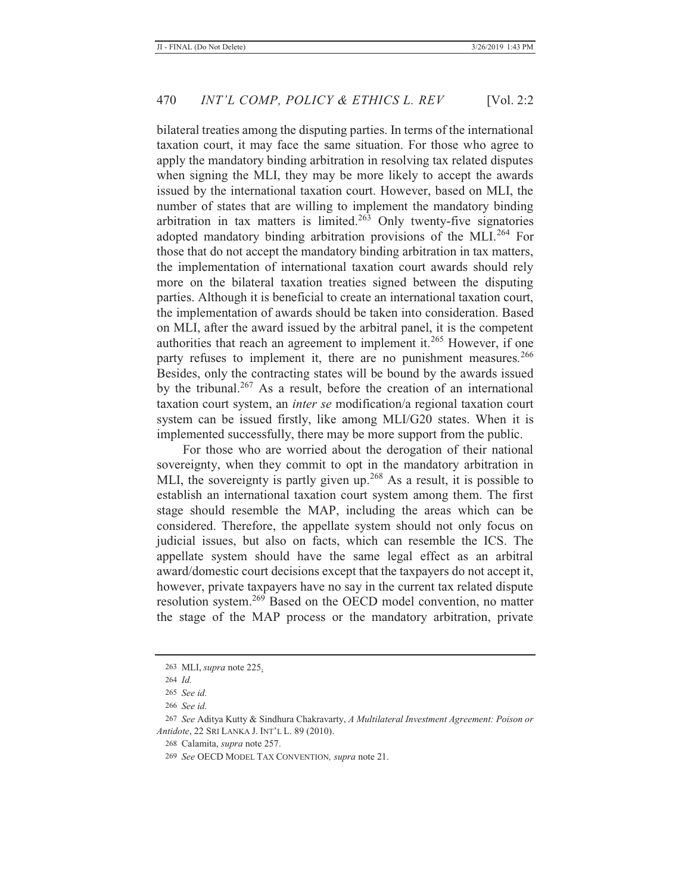bilateral treaties among the disputing parties. In terms of the international taxation court, it may face the same situation. For those who agree to apply the mandatory binding arbitration in resolving tax related disputes when signing the MLI, they may be more likely to accept the awards issued by the international taxation court. However, based on MLI, the number of states that are willing to implement the mandatory binding arbitration in tax matters is limited.[263] Only twenty-five signatories adopted mandatory binding arbitration provisions of the MLI.[264] For those that do not accept the mandatory binding arbitration in tax matters, the implementation of international taxation court awards should rely more on the bilateral taxation treaties signed between the disputing parties. Although it is beneficial to create an international taxation court, the implementation of awards should be taken into consideration. Based on MLI, after the award issued by the arbitral panel, it is the competent authorities that reach an agreement to implement it.[265] However, if one party refuses to implement it, there are no punishment measures.[266] Besides, only the contracting states will be bound by the awards issued by the tribunal.[267] As a result, before the creation of an international taxation court system, an *inter se* modification/a regional taxation court system can be issued firstly, like among MLI/G20 states. When it is implemented successfully, there may be more support from the public.

For those who are worried about the derogation of their national sovereignty, when they commit to opt in the mandatory arbitration in MLI, the sovereignty is partly given up.[268] As a result, it is possible to establish an international taxation court system among them. The first stage should resemble the MAP, including the areas which can be considered. Therefore, the appellate system should not only focus on judicial issues, but also on facts, which can resemble the ICS. The appellate system should have the same legal effect as an arbitral award/domestic court decisions except that the taxpayers do not accept it, however, private taxpayers have no say in the current tax related dispute resolution system.[269] Based on the OECD model convention, no matter the stage of the MAP process or the mandatory arbitration, private

---

263 MLI, *supra* note 225.

264 *Id.*

265 *See id.*

266 *See id.*

267 *See* Aditya Kutty & Sindhura Chakravarty, *A Multilateral Investment Agreement: Poison or Antidote*, 22 SRI LANKA J. INT'L L. 89 (2010).

268 Calamita, *supra* note 257.

269 *See* OECD MODEL TAX CONVENTION, *supra* note 21.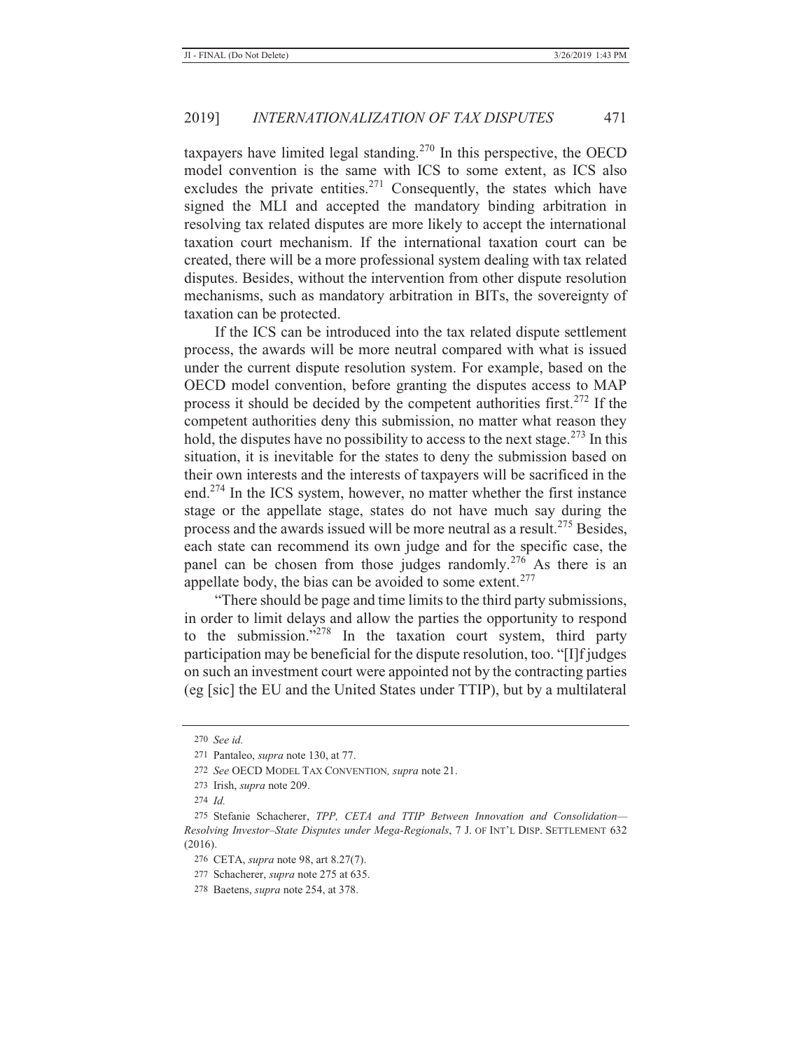taxpayers have limited legal standing.[270] In this perspective, the OECD model convention is the same with ICS to some extent, as ICS also excludes the private entities.[271] Consequently, the states which have signed the MLI and accepted the mandatory binding arbitration in resolving tax related disputes are more likely to accept the international taxation court mechanism. If the international taxation court can be created, there will be a more professional system dealing with tax related disputes. Besides, without the intervention from other dispute resolution mechanisms, such as mandatory arbitration in BITs, the sovereignty of taxation can be protected.

If the ICS can be introduced into the tax related dispute settlement process, the awards will be more neutral compared with what is issued under the current dispute resolution system. For example, based on the OECD model convention, before granting the disputes access to MAP process it should be decided by the competent authorities first.[272] If the competent authorities deny this submission, no matter what reason they hold, the disputes have no possibility to access to the next stage.[273] In this situation, it is inevitable for the states to deny the submission based on their own interests and the interests of taxpayers will be sacrificed in the end.[274] In the ICS system, however, no matter whether the first instance stage or the appellate stage, states do not have much say during the process and the awards issued will be more neutral as a result.[275] Besides, each state can recommend its own judge and for the specific case, the panel can be chosen from those judges randomly.[276] As there is an appellate body, the bias can be avoided to some extent.[277]

"There should be page and time limits to the third party submissions, in order to limit delays and allow the parties the opportunity to respond to the submission."[278] In the taxation court system, third party participation may be beneficial for the dispute resolution, too. "[I]f judges on such an investment court were appointed not by the contracting parties (eg [sic] the EU and the United States under TTIP), but by a multilateral

---

270 *See id.*

271 Pantaleo, *supra* note 130, at 77.

272 *See* OECD MODEL TAX CONVENTION*, supra* note 21.

273 Irish, *supra* note 209.

274 *Id.*

275 Stefanie Schacherer, *TPP, CETA and TTIP Between Innovation and Consolidation—Resolving Investor–State Disputes under Mega-Regionals*, 7 J. OF INT'L DISP. SETTLEMENT 632 (2016).

276 CETA, *supra* note 98, art 8.27(7).

277 Schacherer, *supra* note 275 at 635.

278 Baetens, *supra* note 254, at 378.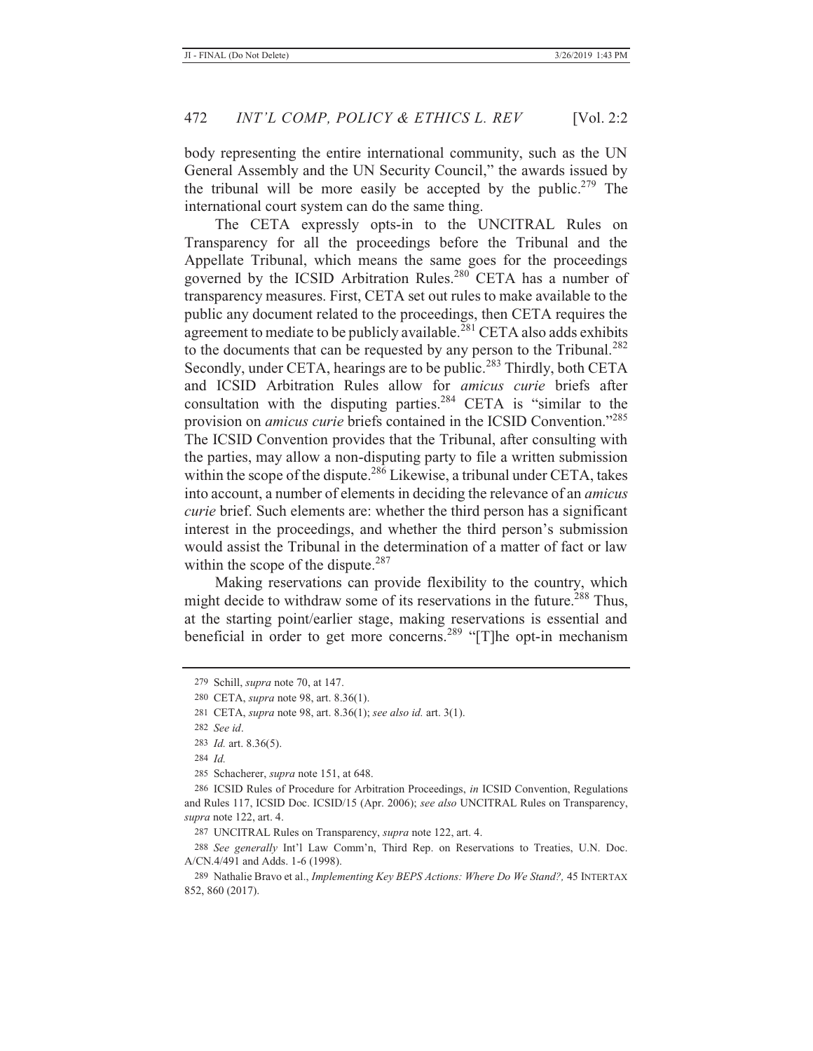body representing the entire international community, such as the UN General Assembly and the UN Security Council," the awards issued by the tribunal will be more easily be accepted by the public.[279] The international court system can do the same thing.

The CETA expressly opts-in to the UNCITRAL Rules on Transparency for all the proceedings before the Tribunal and the Appellate Tribunal, which means the same goes for the proceedings governed by the ICSID Arbitration Rules.[280] CETA has a number of transparency measures. First, CETA set out rules to make available to the public any document related to the proceedings, then CETA requires the agreement to mediate to be publicly available.[281] CETA also adds exhibits to the documents that can be requested by any person to the Tribunal.[282] Secondly, under CETA, hearings are to be public.[283] Thirdly, both CETA and ICSID Arbitration Rules allow for *amicus curie* briefs after consultation with the disputing parties.[284] CETA is "similar to the provision on *amicus curie* briefs contained in the ICSID Convention."[285] The ICSID Convention provides that the Tribunal, after consulting with the parties, may allow a non-disputing party to file a written submission within the scope of the dispute.[286] Likewise, a tribunal under CETA, takes into account, a number of elements in deciding the relevance of an *amicus curie* brief. Such elements are: whether the third person has a significant interest in the proceedings, and whether the third person's submission would assist the Tribunal in the determination of a matter of fact or law within the scope of the dispute.[287]

Making reservations can provide flexibility to the country, which might decide to withdraw some of its reservations in the future.[288] Thus, at the starting point/earlier stage, making reservations is essential and beneficial in order to get more concerns.[289] "[T]he opt-in mechanism

---

279 Schill, *supra* note 70, at 147.

280 CETA, *supra* note 98, art. 8.36(1).

281 CETA, *supra* note 98, art. 8.36(1); *see also id.* art. 3(1).

282 *See id*.

283 *Id.* art. 8.36(5).

284 *Id.*

285 Schacherer, *supra* note 151, at 648.

286 ICSID Rules of Procedure for Arbitration Proceedings, *in* ICSID Convention, Regulations and Rules 117, ICSID Doc. ICSID/15 (Apr. 2006); *see also* UNCITRAL Rules on Transparency, *supra* note 122, art. 4.

287 UNCITRAL Rules on Transparency, *supra* note 122, art. 4.

288 *See generally* Int'l Law Comm'n, Third Rep. on Reservations to Treaties, U.N. Doc. A/CN.4/491 and Adds. 1-6 (1998).

289 Nathalie Bravo et al., *Implementing Key BEPS Actions: Where Do We Stand?,* 45 INTERTAX 852, 860 (2017).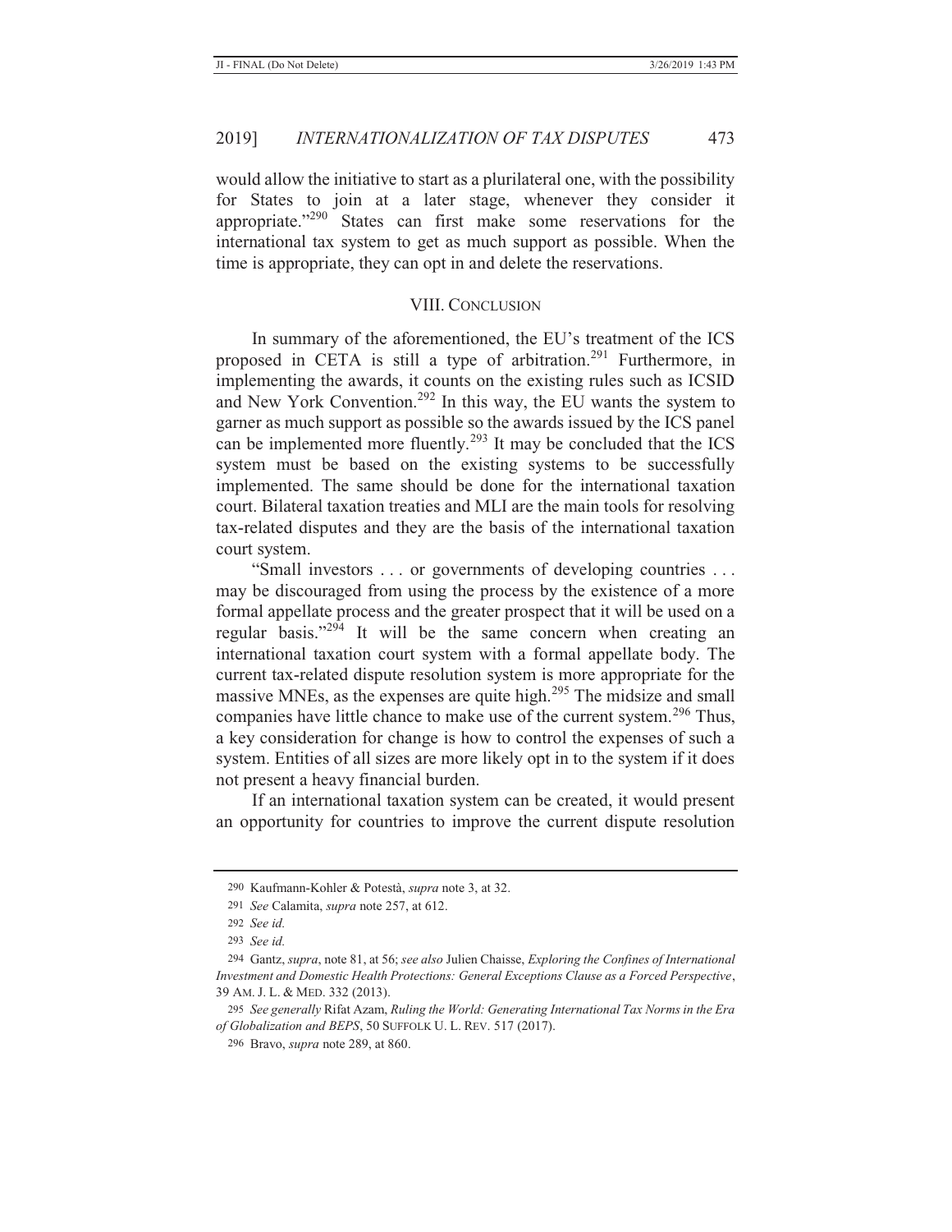would allow the initiative to start as a plurilateral one, with the possibility for States to join at a later stage, whenever they consider it appropriate."[290] States can first make some reservations for the international tax system to get as much support as possible. When the time is appropriate, they can opt in and delete the reservations.

## VIII. CONCLUSION

In summary of the aforementioned, the EU's treatment of the ICS proposed in CETA is still a type of arbitration.[291] Furthermore, in implementing the awards, it counts on the existing rules such as ICSID and New York Convention.[292] In this way, the EU wants the system to garner as much support as possible so the awards issued by the ICS panel can be implemented more fluently.[293] It may be concluded that the ICS system must be based on the existing systems to be successfully implemented. The same should be done for the international taxation court. Bilateral taxation treaties and MLI are the main tools for resolving tax-related disputes and they are the basis of the international taxation court system.

"Small investors . . . or governments of developing countries . . . may be discouraged from using the process by the existence of a more formal appellate process and the greater prospect that it will be used on a regular basis."[294] It will be the same concern when creating an international taxation court system with a formal appellate body. The current tax-related dispute resolution system is more appropriate for the massive MNEs, as the expenses are quite high.[295] The midsize and small companies have little chance to make use of the current system.[296] Thus, a key consideration for change is how to control the expenses of such a system. Entities of all sizes are more likely opt in to the system if it does not present a heavy financial burden.

If an international taxation system can be created, it would present an opportunity for countries to improve the current dispute resolution

---

290 Kaufmann-Kohler & Potestà, *supra* note 3, at 32.

291 *See* Calamita, *supra* note 257, at 612.

292 *See id.*

293 *See id.*

294 Gantz, *supra*, note 81, at 56; *see also* Julien Chaisse, *Exploring the Confines of International Investment and Domestic Health Protections: General Exceptions Clause as a Forced Perspective*, 39 AM. J. L. & MED. 332 (2013).

295 *See generally* Rifat Azam, *Ruling the World: Generating International Tax Norms in the Era of Globalization and BEPS*, 50 SUFFOLK U. L. REV. 517 (2017).

296 Bravo, *supra* note 289, at 860.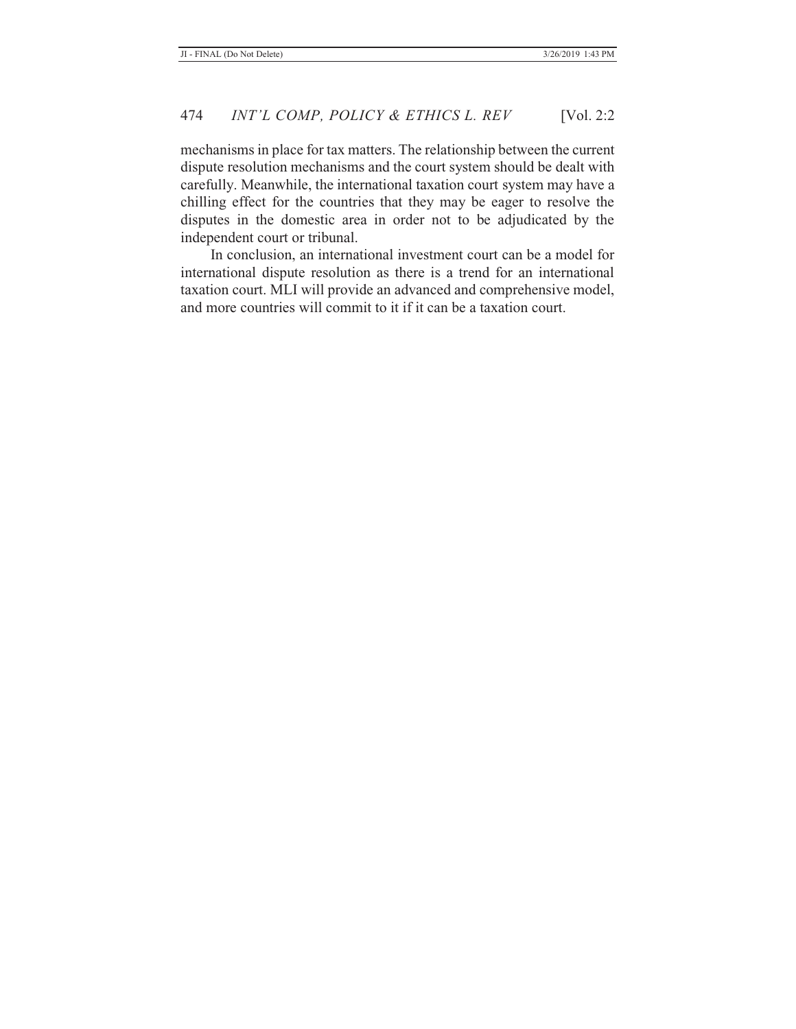mechanisms in place for tax matters. The relationship between the current dispute resolution mechanisms and the court system should be dealt with carefully. Meanwhile, the international taxation court system may have a chilling effect for the countries that they may be eager to resolve the disputes in the domestic area in order not to be adjudicated by the independent court or tribunal.

In conclusion, an international investment court can be a model for international dispute resolution as there is a trend for an international taxation court. MLI will provide an advanced and comprehensive model, and more countries will commit to it if it can be a taxation court.